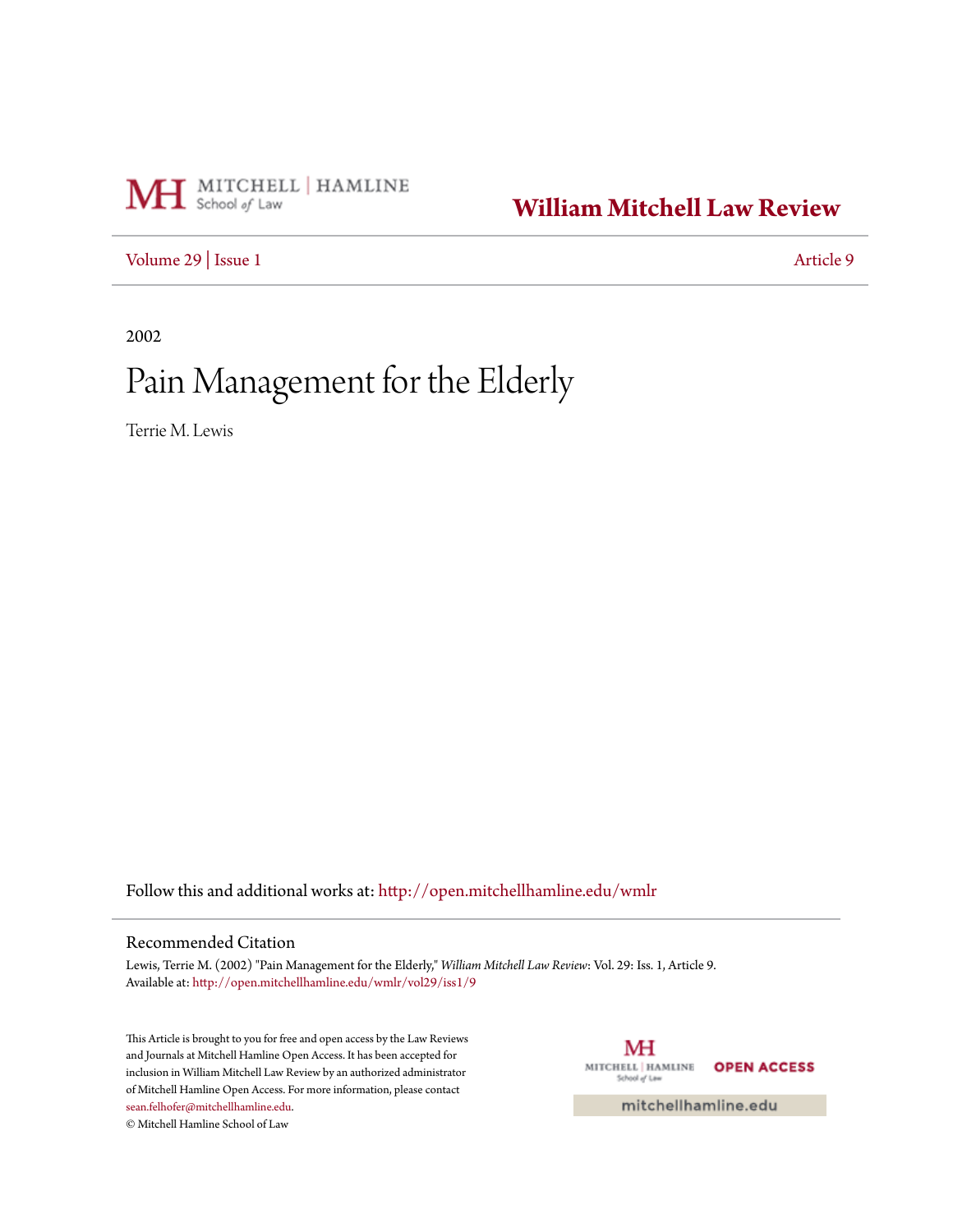William Mitchell Law Review

Volume 29 | Issue 1 Article 9

2002

# Pain Management for the Elderly

Terrie M. Lewis

Follow this and additional works at: http://open.mitchellhamline.edu/wmlr

## Recommended Citation

Lewis, Terrie M. (2002) "Pain Management for the Elderly," *William Mitchell Law Review*: Vol. 29: Iss. 1, Article 9.
Available at: http://open.mitchellhamline.edu/wmlr/vol29/iss1/9

This Article is brought to you for free and open access by the Law Reviews and Journals at Mitchell Hamline Open Access. It has been accepted for inclusion in William Mitchell Law Review by an authorized administrator of Mitchell Hamline Open Access. For more information, please contact sean.felhofer@mitchellhamline.edu.

© Mitchell Hamline School of Law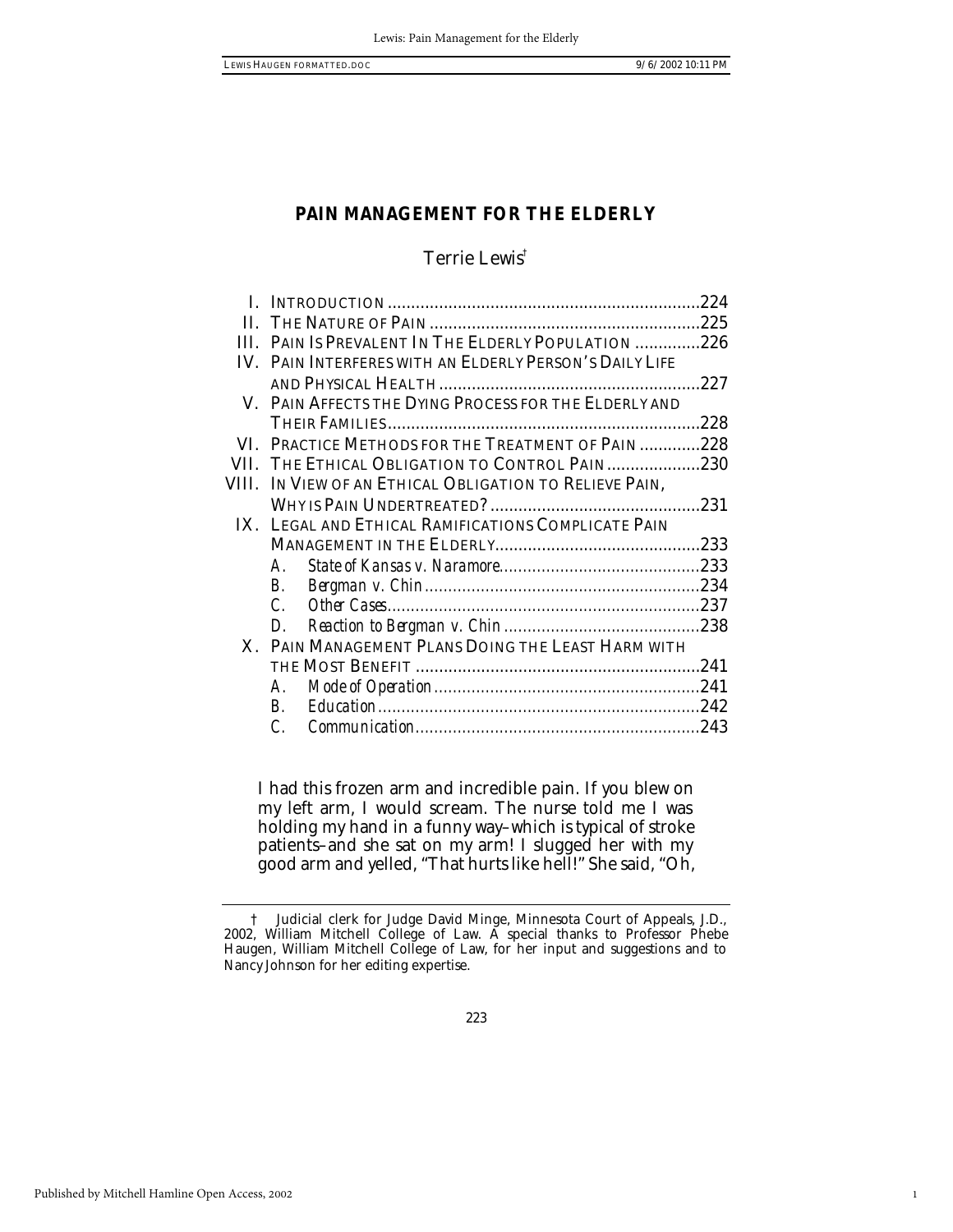# PAIN MANAGEMENT FOR THE ELDERLY

Terrie Lewis[†]

I. INTRODUCTION .....224
II. THE NATURE OF PAIN .....225
III. PAIN IS PREVALENT IN THE ELDERLY POPULATION .....226
IV. PAIN INTERFERES WITH AN ELDERLY PERSON'S DAILY LIFE AND PHYSICAL HEALTH .....227
V. PAIN AFFECTS THE DYING PROCESS FOR THE ELDERLY AND THEIR FAMILIES .....228
VI. PRACTICE METHODS FOR THE TREATMENT OF PAIN .....228
VII. THE ETHICAL OBLIGATION TO CONTROL PAIN .....230
VIII. IN VIEW OF AN ETHICAL OBLIGATION TO RELIEVE PAIN, WHY IS PAIN UNDERTREATED? .....231
IX. LEGAL AND ETHICAL RAMIFICATIONS COMPLICATE PAIN MANAGEMENT IN THE ELDERLY .....233
    A. *State of Kansas v. Naramore* .....233
    B. *Bergman v. Chin* .....234
    C. *Other Cases* .....237
    D. *Reaction to Bergman v. Chin* .....238
X. PAIN MANAGEMENT PLANS DOING THE LEAST HARM WITH THE MOST BENEFIT .....241
    A. *Mode of Operation* .....241
    B. *Education* .....242
    C. *Communication* .....243

> I had this frozen arm and incredible pain. If you blew on my left arm, I would scream. The nurse told me I was holding my hand in a funny way–which is typical of stroke patients–and she sat on my arm! I slugged her with my good arm and yelled, "That hurts like hell!" She said, "Oh,

† Judicial clerk for Judge David Minge, Minnesota Court of Appeals, J.D., 2002, William Mitchell College of Law. A special thanks to Professor Phebe Haugen, William Mitchell College of Law, for her input and suggestions and to Nancy Johnson for her editing expertise.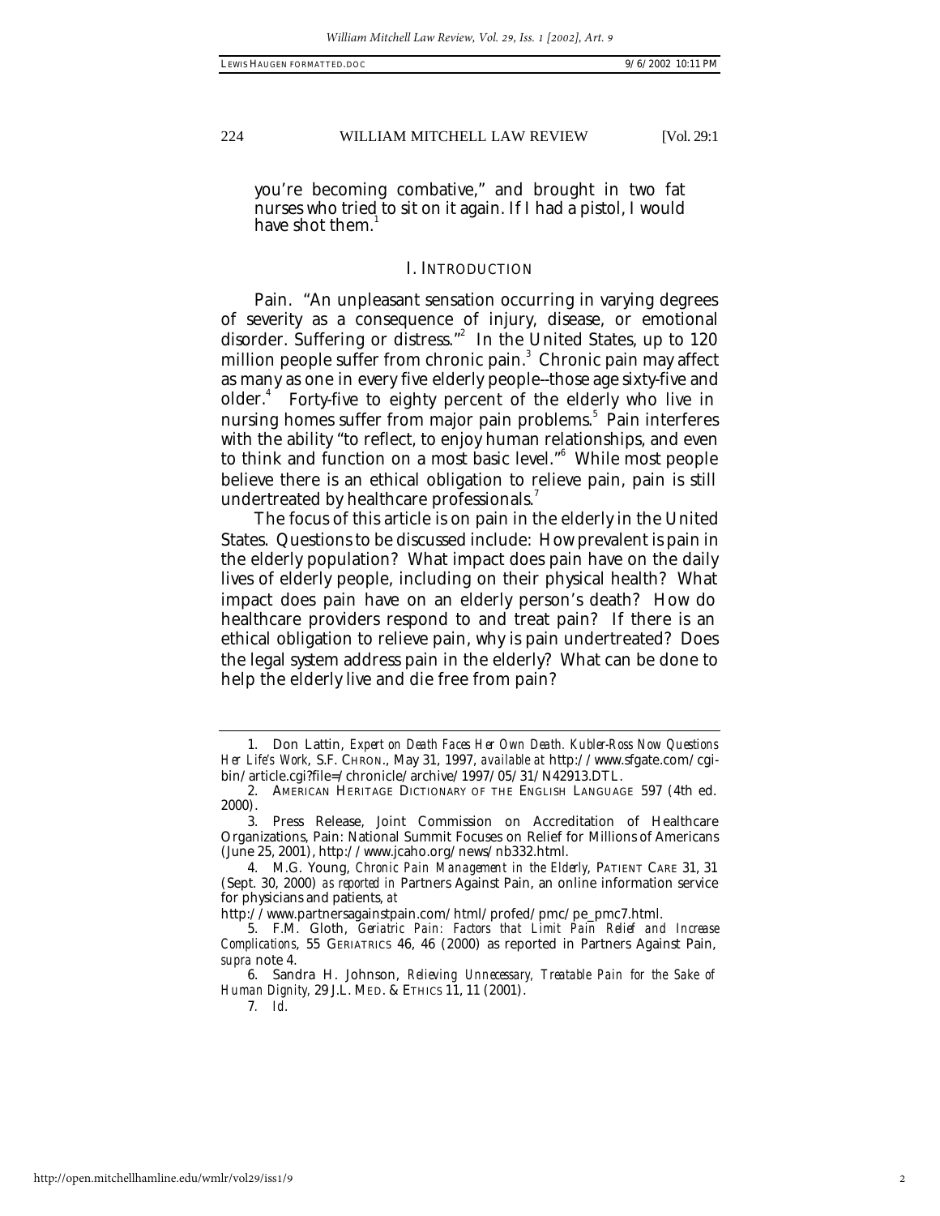you're becoming combative," and brought in two fat nurses who tried to sit on it again. If I had a pistol, I would have shot them.[1]

## I. INTRODUCTION

Pain. "An unpleasant sensation occurring in varying degrees of severity as a consequence of injury, disease, or emotional disorder. Suffering or distress."[2] In the United States, up to 120 million people suffer from chronic pain.[3] Chronic pain may affect as many as one in every five elderly people--those age sixty-five and older.[4] Forty-five to eighty percent of the elderly who live in nursing homes suffer from major pain problems.[5] Pain interferes with the ability "to reflect, to enjoy human relationships, and even to think and function on a most basic level."[6] While most people believe there is an ethical obligation to relieve pain, pain is still undertreated by healthcare professionals.[7]

The focus of this article is on pain in the elderly in the United States. Questions to be discussed include: How prevalent is pain in the elderly population? What impact does pain have on the daily lives of elderly people, including on their physical health? What impact does pain have on an elderly person's death? How do healthcare providers respond to and treat pain? If there is an ethical obligation to relieve pain, why is pain undertreated? Does the legal system address pain in the elderly? What can be done to help the elderly live and die free from pain?

---

1. Don Lattin, *Expert on Death Faces Her Own Death. Kubler-Ross Now Questions Her Life's Work*, S.F. CHRON., May 31, 1997, *available at* http://www.sfgate.com/cgi-bin/article.cgi?file=/chronicle/archive/1997/05/31/N42913.DTL.

2. AMERICAN HERITAGE DICTIONARY OF THE ENGLISH LANGUAGE 597 (4th ed. 2000).

3. Press Release, Joint Commission on Accreditation of Healthcare Organizations, Pain: National Summit Focuses on Relief for Millions of Americans (June 25, 2001), http://www.jcaho.org/news/nb332.html.

4. M.G. Young, *Chronic Pain Management in the Elderly*, PATIENT CARE 31, 31 (Sept. 30, 2000) *as reported in* Partners Against Pain, an online information service for physicians and patients, *at* http://www.partnersagainstpain.com/html/profed/pmc/pe_pmc7.html.

5. F.M. Gloth, *Geriatric Pain: Factors that Limit Pain Relief and Increase Complications*, 55 GERIATRICS 46, 46 (2000) as reported in Partners Against Pain, *supra* note 4.

6. Sandra H. Johnson, *Relieving Unnecessary, Treatable Pain for the Sake of Human Dignity*, 29 J.L. MED. & ETHICS 11, 11 (2001).

7. *Id.*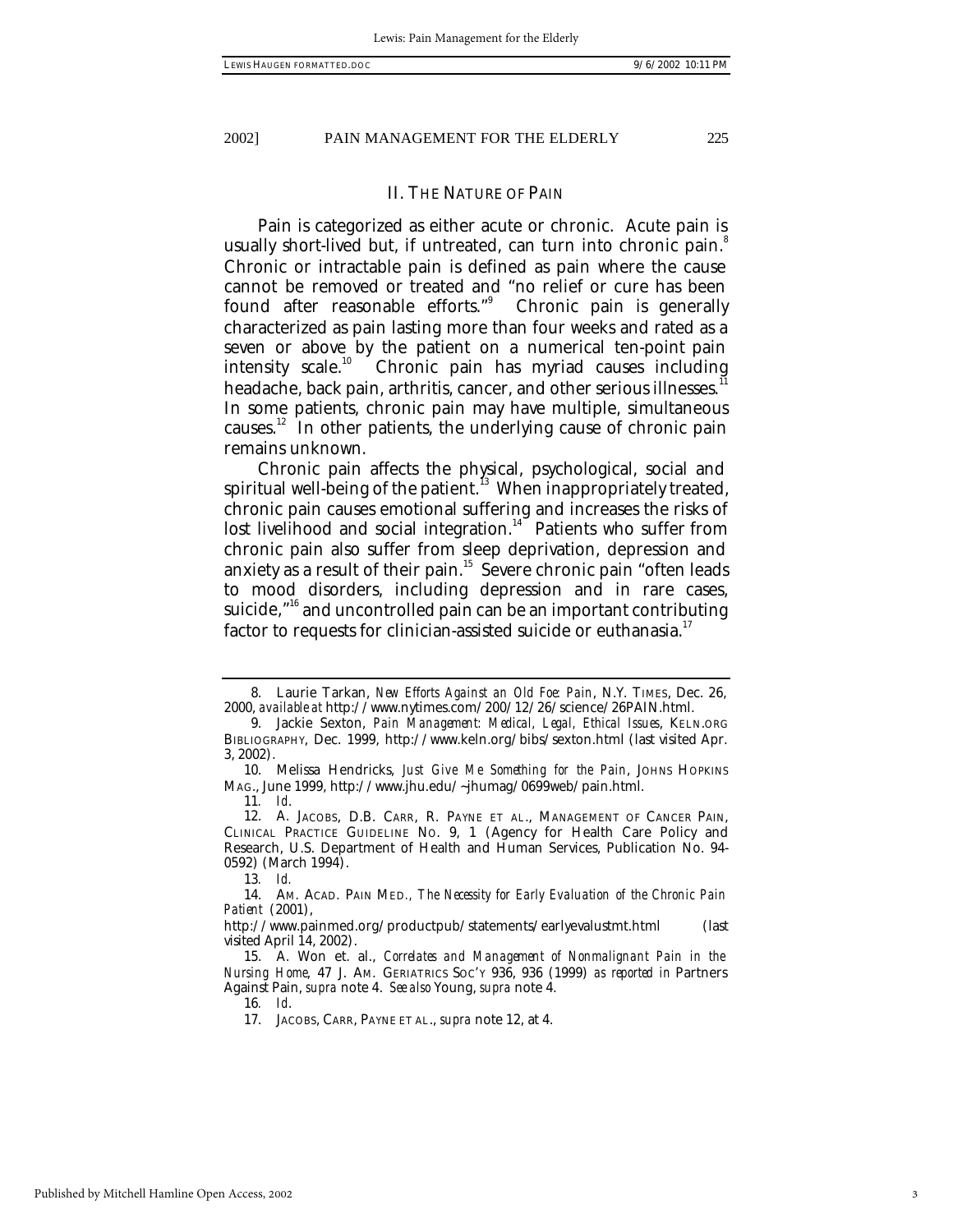## II. THE NATURE OF PAIN

Pain is categorized as either acute or chronic. Acute pain is usually short-lived but, if untreated, can turn into chronic pain.[8] Chronic or intractable pain is defined as pain where the cause cannot be removed or treated and "no relief or cure has been found after reasonable efforts."[9] Chronic pain is generally characterized as pain lasting more than four weeks and rated as a seven or above by the patient on a numerical ten-point pain intensity scale.[10] Chronic pain has myriad causes including headache, back pain, arthritis, cancer, and other serious illnesses.[11] In some patients, chronic pain may have multiple, simultaneous causes.[12] In other patients, the underlying cause of chronic pain remains unknown.

Chronic pain affects the physical, psychological, social and spiritual well-being of the patient.[13] When inappropriately treated, chronic pain causes emotional suffering and increases the risks of lost livelihood and social integration.[14] Patients who suffer from chronic pain also suffer from sleep deprivation, depression and anxiety as a result of their pain.[15] Severe chronic pain "often leads to mood disorders, including depression and in rare cases, suicide,"[16] and uncontrolled pain can be an important contributing factor to requests for clinician-assisted suicide or euthanasia.[17]

---

8. Laurie Tarkan, *New Efforts Against an Old Foe: Pain*, N.Y. TIMES, Dec. 26, 2000, *available at* http://www.nytimes.com/200/12/26/science/26PAIN.html.

9. Jackie Sexton, *Pain Management: Medical, Legal, Ethical Issues*, KELN.ORG BIBLIOGRAPHY, Dec. 1999, http://www.keln.org/bibs/sexton.html (last visited Apr. 3, 2002).

10. Melissa Hendricks, *Just Give Me Something for the Pain*, JOHNS HOPKINS MAG., June 1999, http://www.jhu.edu/~jhumag/0699web/pain.html.

11. *Id.*

12. A. JACOBS, D.B. CARR, R. PAYNE ET AL., MANAGEMENT OF CANCER PAIN, CLINICAL PRACTICE GUIDELINE NO. 9, 1 (Agency for Health Care Policy and Research, U.S. Department of Health and Human Services, Publication No. 94-0592) (March 1994).

13. *Id.*

14. AM. ACAD. PAIN MED., *The Necessity for Early Evaluation of the Chronic Pain Patient* (2001), http://www.painmed.org/productpub/statements/earlyevalustmt.html (last visited April 14, 2002).

15. A. Won et. al., *Correlates and Management of Nonmalignant Pain in the Nursing Home*, 47 J. AM. GERIATRICS SOC'Y 936, 936 (1999) *as reported in* Partners Against Pain, *supra* note 4. *See also* Young, *supra* note 4.

16. *Id.*

17. JACOBS, CARR, PAYNE ET AL., *supra* note 12, at 4.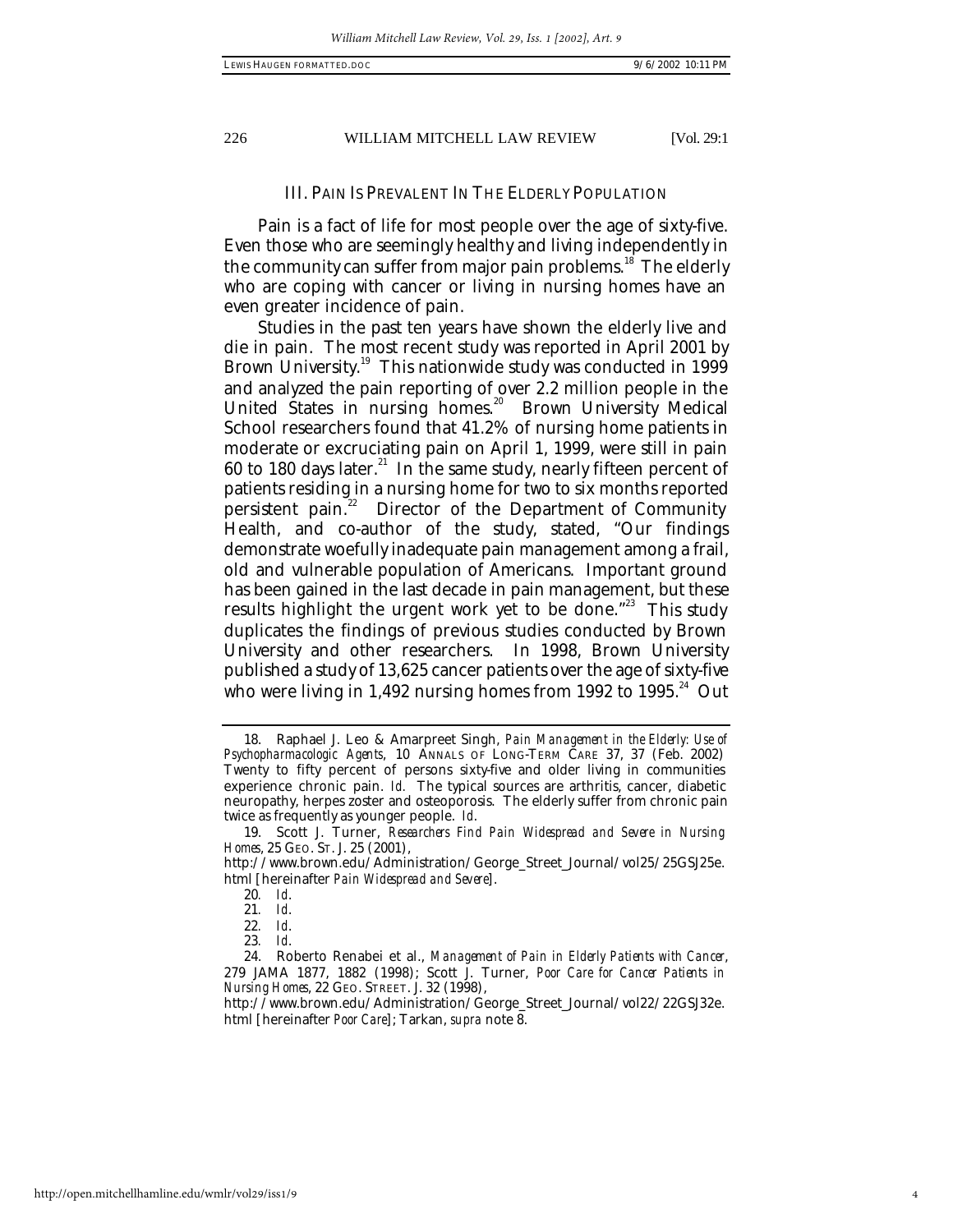## III. PAIN IS PREVALENT IN THE ELDERLY POPULATION

Pain is a fact of life for most people over the age of sixty-five. Even those who are seemingly healthy and living independently in the community can suffer from major pain problems.[18] The elderly who are coping with cancer or living in nursing homes have an even greater incidence of pain.

Studies in the past ten years have shown the elderly live and die in pain. The most recent study was reported in April 2001 by Brown University.[19] This nationwide study was conducted in 1999 and analyzed the pain reporting of over 2.2 million people in the United States in nursing homes.[20] Brown University Medical School researchers found that 41.2% of nursing home patients in moderate or excruciating pain on April 1, 1999, were still in pain 60 to 180 days later.[21] In the same study, nearly fifteen percent of patients residing in a nursing home for two to six months reported persistent pain.[22] Director of the Department of Community Health, and co-author of the study, stated, "Our findings demonstrate woefully inadequate pain management among a frail, old and vulnerable population of Americans. Important ground has been gained in the last decade in pain management, but these results highlight the urgent work yet to be done."[23] This study duplicates the findings of previous studies conducted by Brown University and other researchers. In 1998, Brown University published a study of 13,625 cancer patients over the age of sixty-five who were living in 1,492 nursing homes from 1992 to 1995.[24] Out

---

18. Raphael J. Leo & Amarpreet Singh, *Pain Management in the Elderly: Use of Psychopharmacologic Agents*, 10 ANNALS OF LONG-TERM CARE 37, 37 (Feb. 2002) Twenty to fifty percent of persons sixty-five and older living in communities experience chronic pain. *Id.* The typical sources are arthritis, cancer, diabetic neuropathy, herpes zoster and osteoporosis. The elderly suffer from chronic pain twice as frequently as younger people. *Id.*

19. Scott J. Turner, *Researchers Find Pain Widespread and Severe in Nursing Homes*, 25 GEO. ST. J. 25 (2001), http://www.brown.edu/Administration/George_Street_Journal/vol25/25GSJ25e.html [hereinafter *Pain Widespread and Severe*].

20. *Id.*

21. *Id.*

22. *Id.*

23. *Id.*

24. Roberto Renabei et al., *Management of Pain in Elderly Patients with Cancer*, 279 JAMA 1877, 1882 (1998); Scott J. Turner, *Poor Care for Cancer Patients in Nursing Homes*, 22 GEO. STREET. J. 32 (1998), http://www.brown.edu/Administration/George_Street_Journal/vol22/22GSJ32e.html [hereinafter *Poor Care*]; Tarkan, *supra* note 8.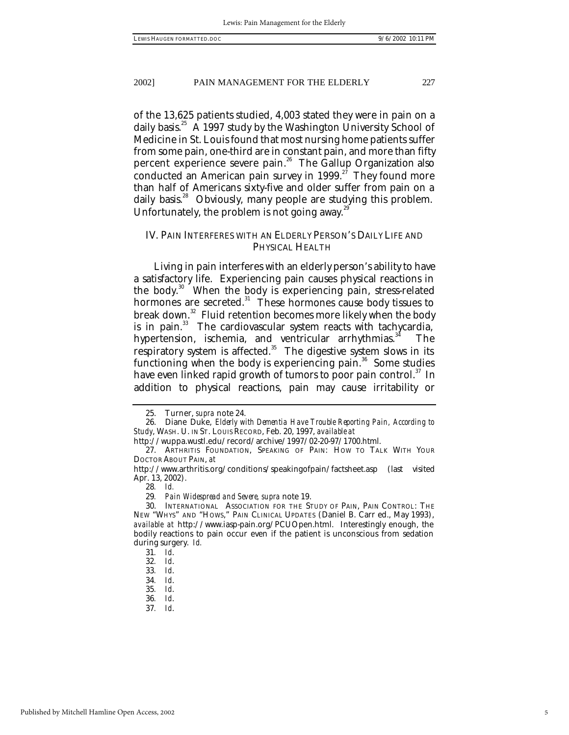of the 13,625 patients studied, 4,003 stated they were in pain on a daily basis.[25] A 1997 study by the Washington University School of Medicine in St. Louis found that most nursing home patients suffer from some pain, one-third are in constant pain, and more than fifty percent experience severe pain.[26] The Gallup Organization also conducted an American pain survey in 1999.[27] They found more than half of Americans sixty-five and older suffer from pain on a daily basis.[28] Obviously, many people are studying this problem. Unfortunately, the problem is not going away.[29]

## IV. PAIN INTERFERES WITH AN ELDERLY PERSON'S DAILY LIFE AND PHYSICAL HEALTH

Living in pain interferes with an elderly person's ability to have a satisfactory life. Experiencing pain causes physical reactions in the body.[30] When the body is experiencing pain, stress-related hormones are secreted.[31] These hormones cause body tissues to break down.[32] Fluid retention becomes more likely when the body is in pain.[33] The cardiovascular system reacts with tachycardia, hypertension, ischemia, and ventricular arrhythmias.[34] The respiratory system is affected.[35] The digestive system slows in its functioning when the body is experiencing pain.[36] Some studies have even linked rapid growth of tumors to poor pain control.[37] In addition to physical reactions, pain may cause irritability or

---

25. Turner, *supra* note 24.

26. Diane Duke, *Elderly with Dementia Have Trouble Reporting Pain, According to Study*, WASH. U. IN ST. LOUIS RECORD, Feb. 20, 1997, *available at* http://wuppa.wustl.edu/record/archive/1997/02-20-97/1700.html.

27. ARTHRITIS FOUNDATION, SPEAKING OF PAIN: HOW TO TALK WITH YOUR DOCTOR ABOUT PAIN, *at* http://www.arthritis.org/conditions/speakingofpain/factsheet.asp (last visited Apr. 13, 2002).

28. *Id.*

29. *Pain Widespread and Severe*, *supra* note 19.

30. INTERNATIONAL ASSOCIATION FOR THE STUDY OF PAIN, PAIN CONTROL: THE NEW "WHYS" AND "HOWS," PAIN CLINICAL UPDATES (Daniel B. Carr ed., May 1993), *available at* http://www.iasp-pain.org/PCUOpen.html. Interestingly enough, the bodily reactions to pain occur even if the patient is unconscious from sedation during surgery. *Id.*

31. *Id.*

32. *Id.*

33. *Id.*

34. *Id.*

35. *Id.*

36. *Id.*

37. *Id.*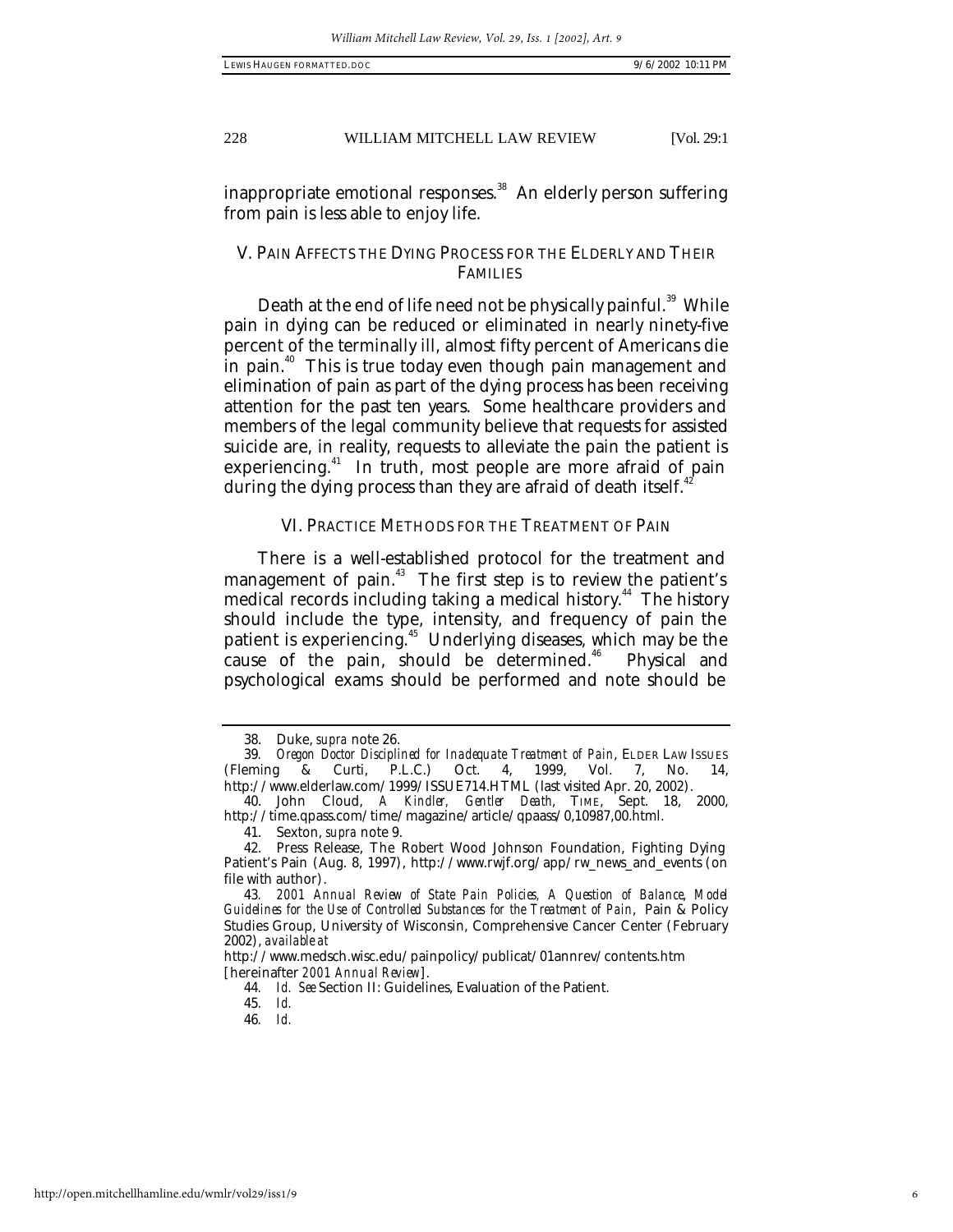inappropriate emotional responses.[38] An elderly person suffering from pain is less able to enjoy life.

## V. PAIN AFFECTS THE DYING PROCESS FOR THE ELDERLY AND THEIR FAMILIES

Death at the end of life need not be physically painful.[39] While pain in dying can be reduced or eliminated in nearly ninety-five percent of the terminally ill, almost fifty percent of Americans die in pain.[40] This is true today even though pain management and elimination of pain as part of the dying process has been receiving attention for the past ten years. Some healthcare providers and members of the legal community believe that requests for assisted suicide are, in reality, requests to alleviate the pain the patient is experiencing.[41] In truth, most people are more afraid of pain during the dying process than they are afraid of death itself.[42]

## VI. PRACTICE METHODS FOR THE TREATMENT OF PAIN

There is a well-established protocol for the treatment and management of pain.[43] The first step is to review the patient's medical records including taking a medical history.[44] The history should include the type, intensity, and frequency of pain the patient is experiencing.[45] Underlying diseases, which may be the cause of the pain, should be determined.[46] Physical and psychological exams should be performed and note should be

---

38. Duke, *supra* note 26.

39. *Oregon Doctor Disciplined for Inadequate Treatment of Pain*, ELDER LAW ISSUES (Fleming & Curti, P.L.C.) Oct. 4, 1999, Vol. 7, No. 14, http://www.elderlaw.com/1999/ISSUE714.HTML (last visited Apr. 20, 2002).

40. John Cloud, *A Kindler, Gentler Death*, TIME, Sept. 18, 2000, http://time.qpass.com/time/magazine/article/qpaass/0,10987,00.html.

41. Sexton, *supra* note 9.

42. Press Release, The Robert Wood Johnson Foundation, Fighting Dying Patient's Pain (Aug. 8, 1997), http://www.rwjf.org/app/rw_news_and_events (on file with author).

43. *2001 Annual Review of State Pain Policies, A Question of Balance, Model Guidelines for the Use of Controlled Substances for the Treatment of Pain*, Pain & Policy Studies Group, University of Wisconsin, Comprehensive Cancer Center (February 2002), *available at* http://www.medsch.wisc.edu/painpolicy/publicat/01annrev/contents.htm [hereinafter *2001 Annual Review*].

44. *Id. See* Section II: Guidelines, Evaluation of the Patient.

45. *Id.*

46. *Id.*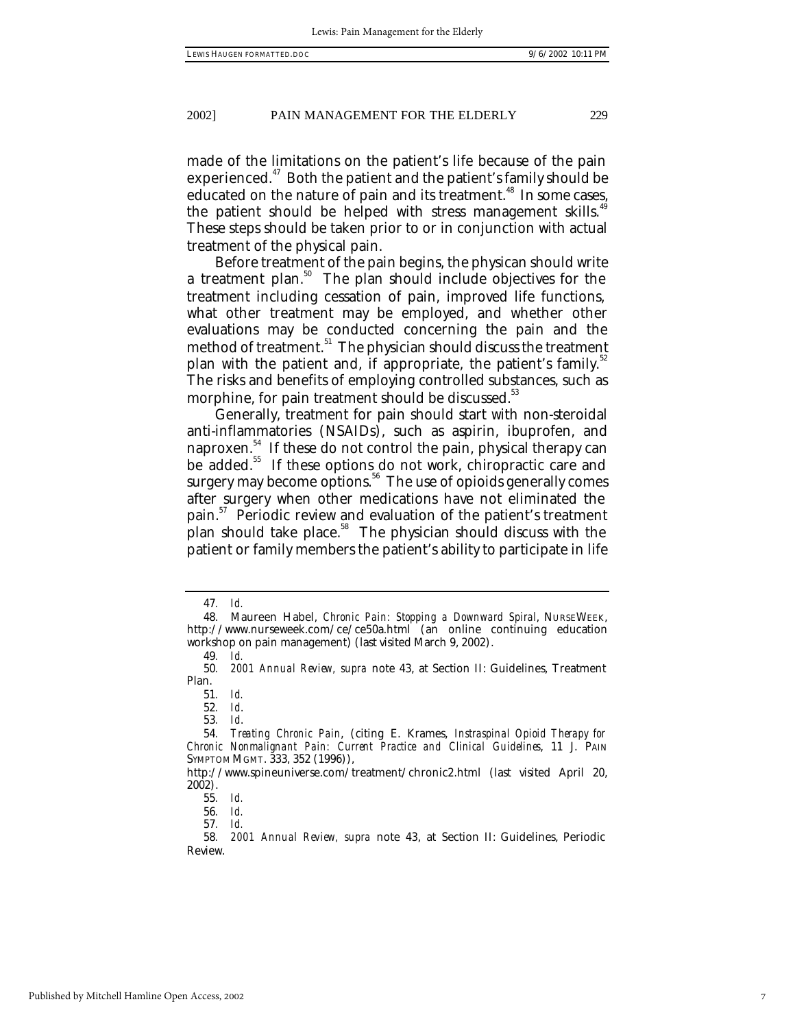made of the limitations on the patient's life because of the pain experienced.[47] Both the patient and the patient's family should be educated on the nature of pain and its treatment.[48] In some cases, the patient should be helped with stress management skills.[49] These steps should be taken prior to or in conjunction with actual treatment of the physical pain.

Before treatment of the pain begins, the physican should write a treatment plan.[50] The plan should include objectives for the treatment including cessation of pain, improved life functions, what other treatment may be employed, and whether other evaluations may be conducted concerning the pain and the method of treatment.[51] The physician should discuss the treatment plan with the patient and, if appropriate, the patient's family.[52] The risks and benefits of employing controlled substances, such as morphine, for pain treatment should be discussed.[53]

Generally, treatment for pain should start with non-steroidal anti-inflammatories (NSAIDs), such as aspirin, ibuprofen, and naproxen.[54] If these do not control the pain, physical therapy can be added.[55] If these options do not work, chiropractic care and surgery may become options.[56] The use of opioids generally comes after surgery when other medications have not eliminated the pain.[57] Periodic review and evaluation of the patient's treatment plan should take place.[58] The physician should discuss with the patient or family members the patient's ability to participate in life

---

47. *Id.*

48. Maureen Habel, *Chronic Pain: Stopping a Downward Spiral*, NURSEWEEK, http://www.nurseweek.com/ce/ce50a.html (an online continuing education workshop on pain management) (last visited March 9, 2002).

49. *Id.*

50. *2001 Annual Review*, *supra* note 43, at Section II: Guidelines, Treatment Plan.

51. *Id.*

52. *Id.*

53. *Id.*

54. *Treating Chronic Pain*, (citing E. Krames, *Instraspinal Opioid Therapy for Chronic Nonmalignant Pain: Current Practice and Clinical Guidelines*, 11 J. PAIN SYMPTOM MGMT. 333, 352 (1996)), http://www.spineuniverse.com/treatment/chronic2.html (last visited April 20, 2002).

55. *Id.*

56. *Id.*

57. *Id.*

58. *2001 Annual Review*, *supra* note 43, at Section II: Guidelines, Periodic Review.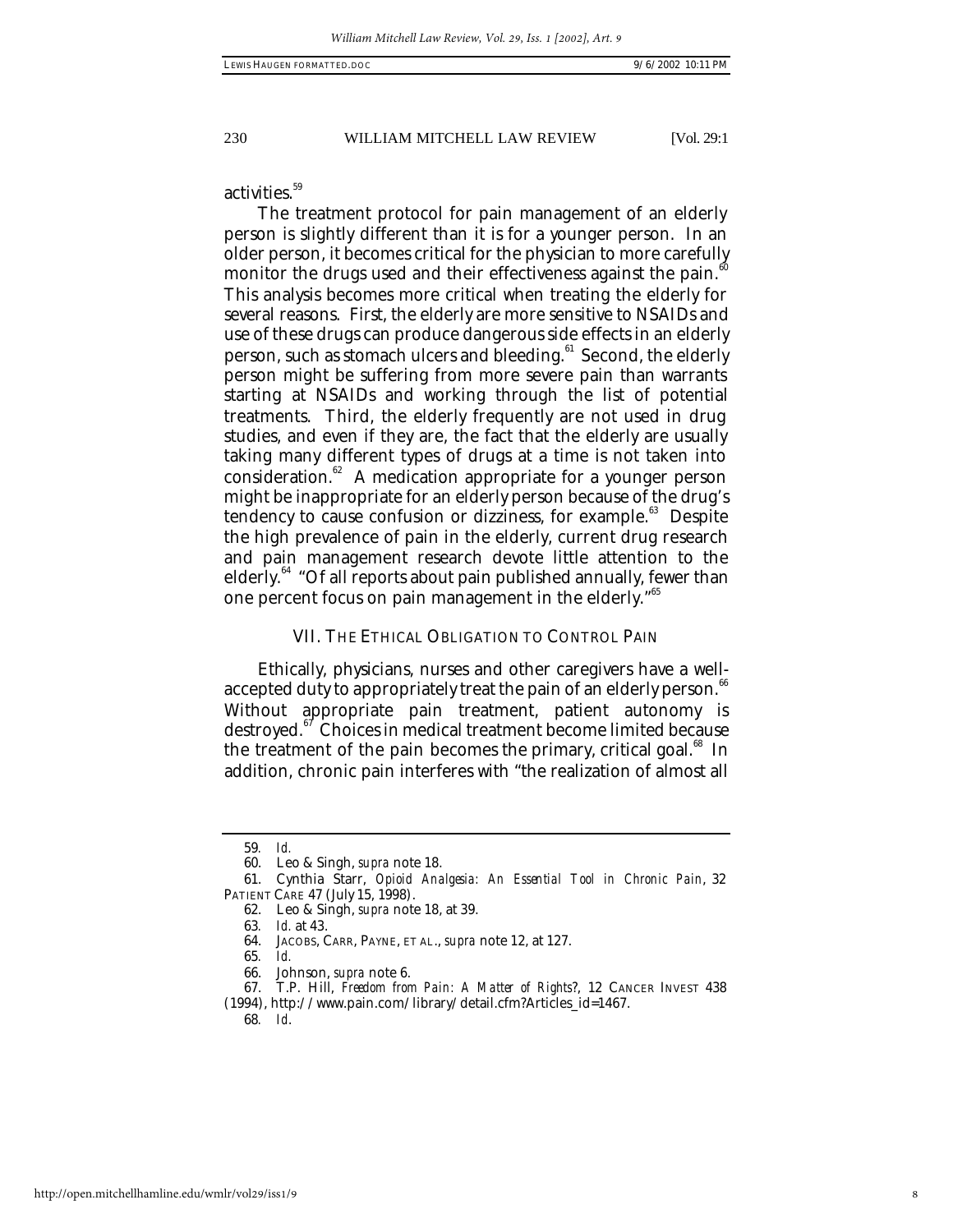activities.[59]

The treatment protocol for pain management of an elderly person is slightly different than it is for a younger person. In an older person, it becomes critical for the physician to more carefully monitor the drugs used and their effectiveness against the pain.[60] This analysis becomes more critical when treating the elderly for several reasons. First, the elderly are more sensitive to NSAIDs and use of these drugs can produce dangerous side effects in an elderly person, such as stomach ulcers and bleeding.[61] Second, the elderly person might be suffering from more severe pain than warrants starting at NSAIDs and working through the list of potential treatments. Third, the elderly frequently are not used in drug studies, and even if they are, the fact that the elderly are usually taking many different types of drugs at a time is not taken into consideration.[62] A medication appropriate for a younger person might be inappropriate for an elderly person because of the drug's tendency to cause confusion or dizziness, for example.[63] Despite the high prevalence of pain in the elderly, current drug research and pain management research devote little attention to the elderly.[64] "Of all reports about pain published annually, fewer than one percent focus on pain management in the elderly."[65]

## VII. THE ETHICAL OBLIGATION TO CONTROL PAIN

Ethically, physicians, nurses and other caregivers have a well-accepted duty to appropriately treat the pain of an elderly person.[66] Without appropriate pain treatment, patient autonomy is destroyed.[67] Choices in medical treatment become limited because the treatment of the pain becomes the primary, critical goal.[68] In addition, chronic pain interferes with "the realization of almost all

---

59. *Id.*

60. Leo & Singh, *supra* note 18.

61. Cynthia Starr, *Opioid Analgesia: An Essential Tool in Chronic Pain*, 32 PATIENT CARE 47 (July 15, 1998).

62. Leo & Singh, *supra* note 18, at 39.

63. *Id.* at 43.

64. JACOBS, CARR, PAYNE, ET AL., *supra* note 12, at 127.

65. *Id.*

66. Johnson, *supra* note 6.

67. T.P. Hill, *Freedom from Pain: A Matter of Rights?*, 12 CANCER INVEST 438 (1994), http://www.pain.com/library/detail.cfm?Articles_id=1467.

68. *Id.*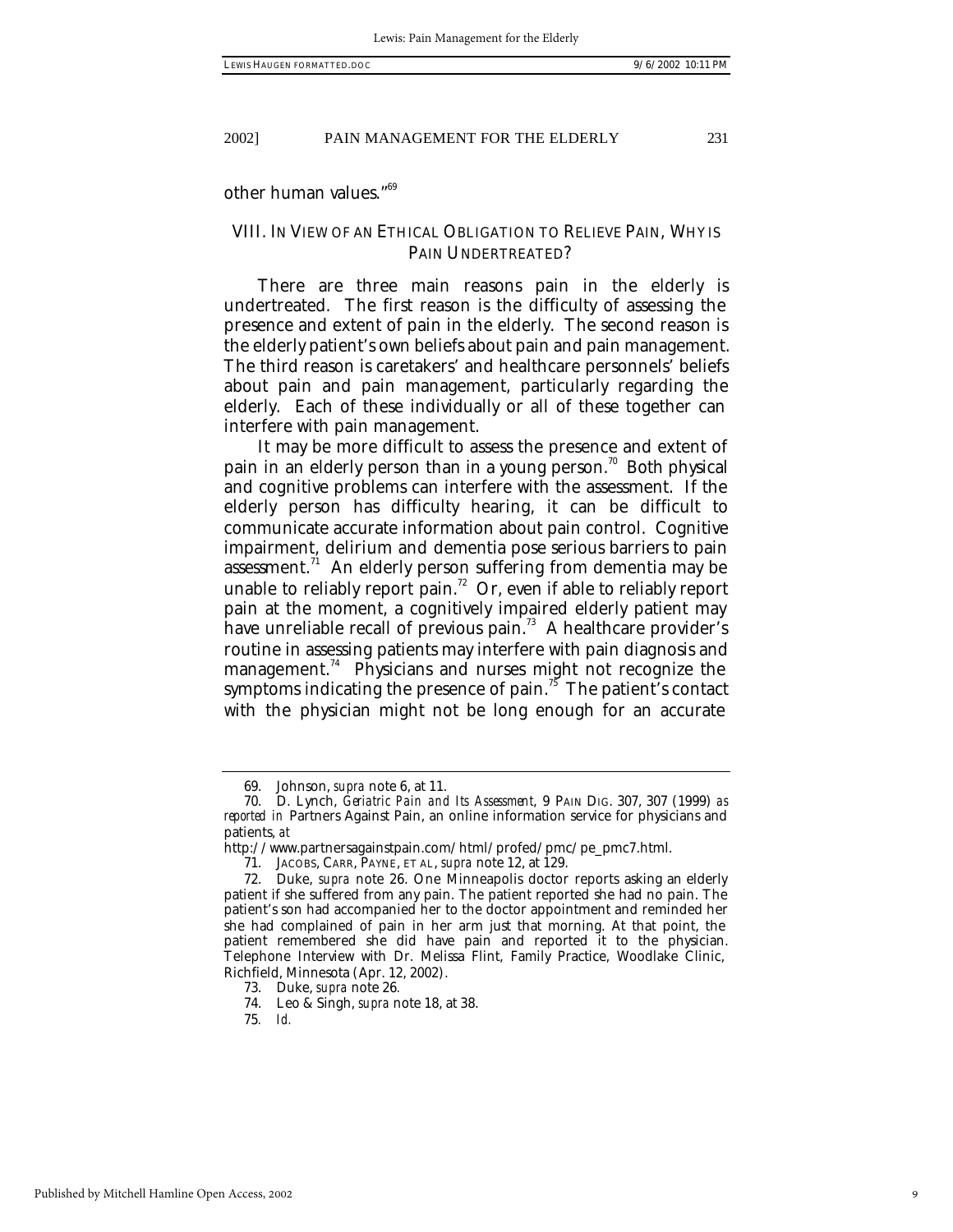other human values."[69]

## VIII. IN VIEW OF AN ETHICAL OBLIGATION TO RELIEVE PAIN, WHY IS PAIN UNDERTREATED?

There are three main reasons pain in the elderly is undertreated. The first reason is the difficulty of assessing the presence and extent of pain in the elderly. The second reason is the elderly patient's own beliefs about pain and pain management. The third reason is caretakers' and healthcare personnels' beliefs about pain and pain management, particularly regarding the elderly. Each of these individually or all of these together can interfere with pain management.

It may be more difficult to assess the presence and extent of pain in an elderly person than in a young person.[70] Both physical and cognitive problems can interfere with the assessment. If the elderly person has difficulty hearing, it can be difficult to communicate accurate information about pain control. Cognitive impairment, delirium and dementia pose serious barriers to pain assessment.[71] An elderly person suffering from dementia may be unable to reliably report pain.[72] Or, even if able to reliably report pain at the moment, a cognitively impaired elderly patient may have unreliable recall of previous pain.[73] A healthcare provider's routine in assessing patients may interfere with pain diagnosis and management.[74] Physicians and nurses might not recognize the symptoms indicating the presence of pain.[75] The patient's contact with the physician might not be long enough for an accurate

---

69. Johnson, *supra* note 6, at 11.

70. D. Lynch, *Geriatric Pain and Its Assessment*, 9 PAIN DIG. 307, 307 (1999) *as reported in* Partners Against Pain, an online information service for physicians and patients, *at* http://www.partnersagainstpain.com/html/profed/pmc/pe_pmc7.html.

71. JACOBS, CARR, PAYNE, ET AL, *supra* note 12, at 129.

72. Duke, *supra* note 26. One Minneapolis doctor reports asking an elderly patient if she suffered from any pain. The patient reported she had no pain. The patient's son had accompanied her to the doctor appointment and reminded her she had complained of pain in her arm just that morning. At that point, the patient remembered she did have pain and reported it to the physician. Telephone Interview with Dr. Melissa Flint, Family Practice, Woodlake Clinic, Richfield, Minnesota (Apr. 12, 2002).

73. Duke, *supra* note 26.

74. Leo & Singh, *supra* note 18, at 38.

75. *Id.*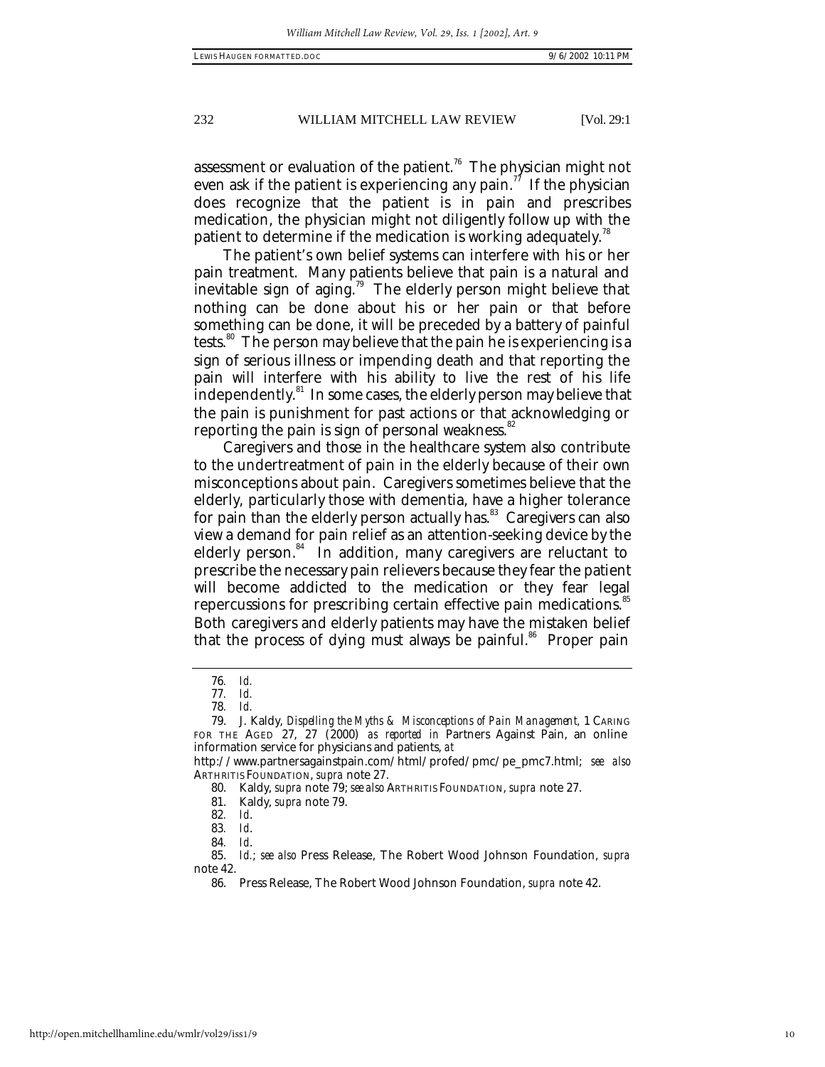assessment or evaluation of the patient.[76] The physician might not even ask if the patient is experiencing any pain.[77] If the physician does recognize that the patient is in pain and prescribes medication, the physician might not diligently follow up with the patient to determine if the medication is working adequately.[78]

The patient's own belief systems can interfere with his or her pain treatment. Many patients believe that pain is a natural and inevitable sign of aging.[79] The elderly person might believe that nothing can be done about his or her pain or that before something can be done, it will be preceded by a battery of painful tests.[80] The person may believe that the pain he is experiencing is a sign of serious illness or impending death and that reporting the pain will interfere with his ability to live the rest of his life independently.[81] In some cases, the elderly person may believe that the pain is punishment for past actions or that acknowledging or reporting the pain is sign of personal weakness.[82]

Caregivers and those in the healthcare system also contribute to the undertreatment of pain in the elderly because of their own misconceptions about pain. Caregivers sometimes believe that the elderly, particularly those with dementia, have a higher tolerance for pain than the elderly person actually has.[83] Caregivers can also view a demand for pain relief as an attention-seeking device by the elderly person.[84] In addition, many caregivers are reluctant to prescribe the necessary pain relievers because they fear the patient will become addicted to the medication or they fear legal repercussions for prescribing certain effective pain medications.[85] Both caregivers and elderly patients may have the mistaken belief that the process of dying must always be painful.[86] Proper pain

---

76. *Id.*

77. *Id.*

78. *Id.*

79. J. Kaldy, *Dispelling the Myths & Misconceptions of Pain Management*, 1 CARING FOR THE AGED 27, 27 (2000) *as reported in* Partners Against Pain, an online information service for physicians and patients, *at* http://www.partnersagainstpain.com/html/profed/pmc/pe_pmc7.html; *see also* ARTHRITIS FOUNDATION, *supra* note 27.

80. Kaldy, *supra* note 79; *see also* ARTHRITIS FOUNDATION, *supra* note 27.

81. Kaldy, *supra* note 79.

82. *Id.*

83. *Id.*

84. *Id.*

85. *Id.*; *see also* Press Release, The Robert Wood Johnson Foundation, *supra* note 42.

86. Press Release, The Robert Wood Johnson Foundation, *supra* note 42.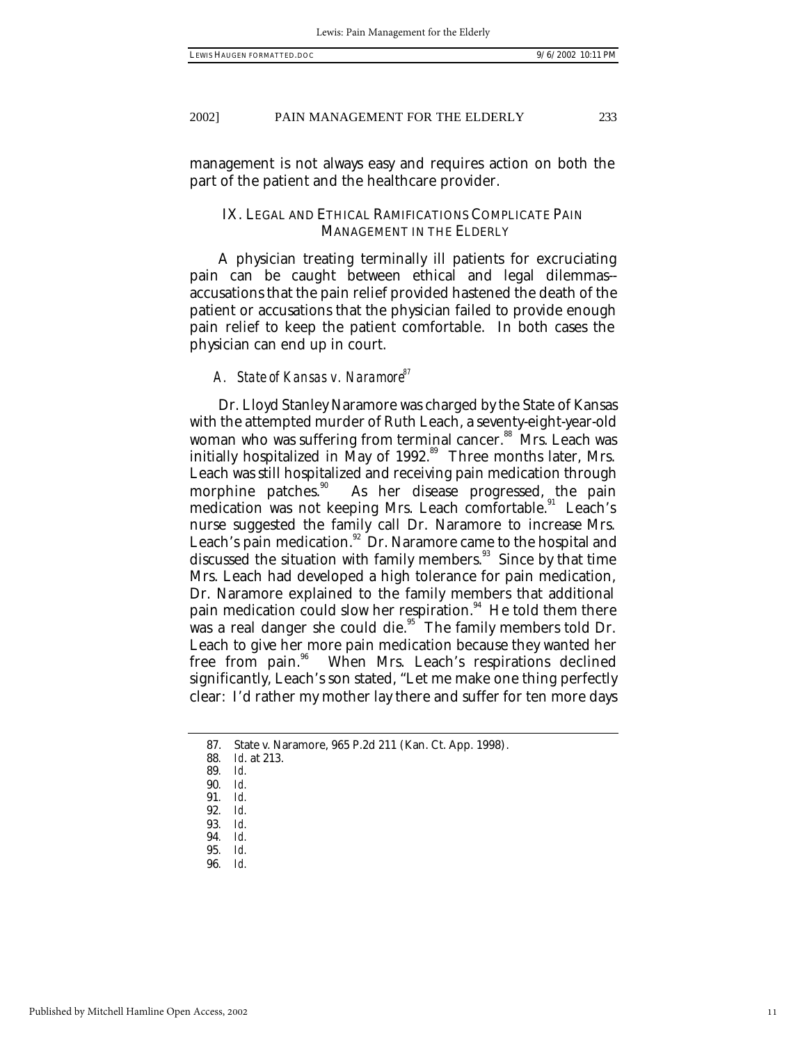management is not always easy and requires action on both the part of the patient and the healthcare provider.

## IX. LEGAL AND ETHICAL RAMIFICATIONS COMPLICATE PAIN MANAGEMENT IN THE ELDERLY

A physician treating terminally ill patients for excruciating pain can be caught between ethical and legal dilemmas--accusations that the pain relief provided hastened the death of the patient or accusations that the physician failed to provide enough pain relief to keep the patient comfortable. In both cases the physician can end up in court.

### *A. State of Kansas v. Naramore*[87]

Dr. Lloyd Stanley Naramore was charged by the State of Kansas with the attempted murder of Ruth Leach, a seventy-eight-year-old woman who was suffering from terminal cancer.[88] Mrs. Leach was initially hospitalized in May of 1992.[89] Three months later, Mrs. Leach was still hospitalized and receiving pain medication through morphine patches.[90] As her disease progressed, the pain medication was not keeping Mrs. Leach comfortable.[91] Leach's nurse suggested the family call Dr. Naramore to increase Mrs. Leach's pain medication.[92] Dr. Naramore came to the hospital and discussed the situation with family members.[93] Since by that time Mrs. Leach had developed a high tolerance for pain medication, Dr. Naramore explained to the family members that additional pain medication could slow her respiration.[94] He told them there was a real danger she could die.[95] The family members told Dr. Leach to give her more pain medication because they wanted her free from pain.[96] When Mrs. Leach's respirations declined significantly, Leach's son stated, "Let me make one thing perfectly clear: I'd rather my mother lay there and suffer for ten more days

---

87. State v. Naramore, 965 P.2d 211 (Kan. Ct. App. 1998).
88. *Id.* at 213.
89. *Id.*
90. *Id.*
91. *Id.*
92. *Id.*
93. *Id.*
94. *Id.*
95. *Id.*
96. *Id.*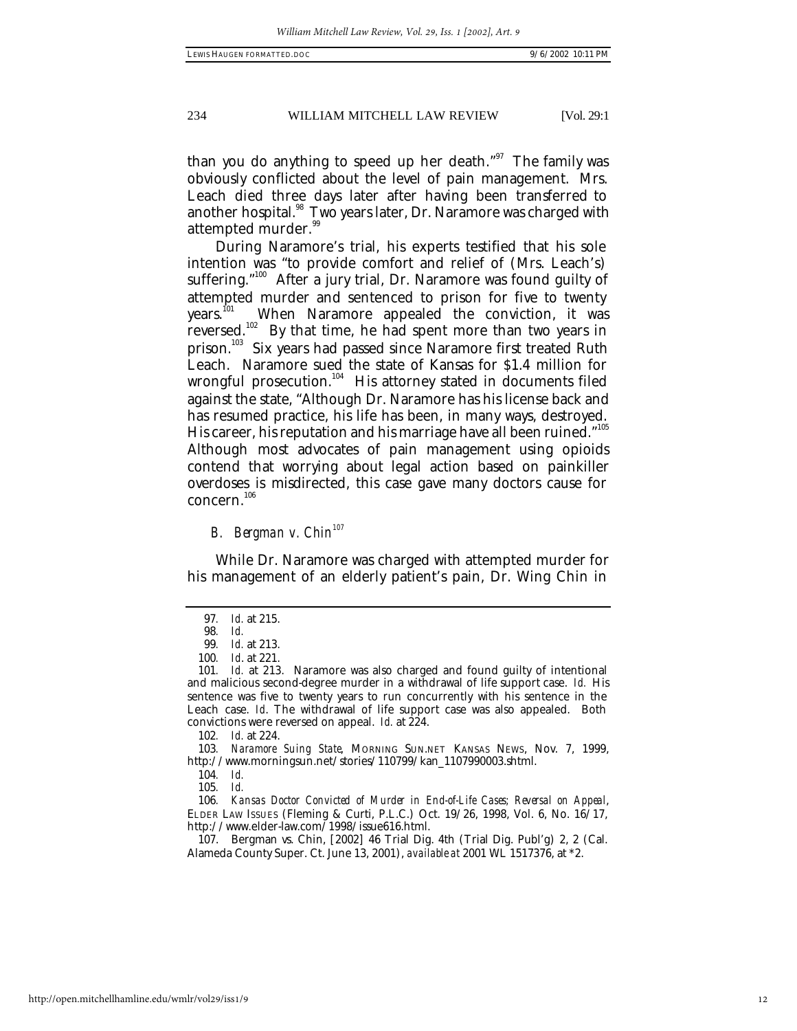than you do anything to speed up her death."[97] The family was obviously conflicted about the level of pain management. Mrs. Leach died three days later after having been transferred to another hospital.[98] Two years later, Dr. Naramore was charged with attempted murder.[99]

During Naramore's trial, his experts testified that his sole intention was "to provide comfort and relief of (Mrs. Leach's) suffering."[100] After a jury trial, Dr. Naramore was found guilty of attempted murder and sentenced to prison for five to twenty years.[101] When Naramore appealed the conviction, it was reversed.[102] By that time, he had spent more than two years in prison.[103] Six years had passed since Naramore first treated Ruth Leach. Naramore sued the state of Kansas for $1.4 million for wrongful prosecution.[104] His attorney stated in documents filed against the state, "Although Dr. Naramore has his license back and has resumed practice, his life has been, in many ways, destroyed. His career, his reputation and his marriage have all been ruined."[105] Although most advocates of pain management using opioids contend that worrying about legal action based on painkiller overdoses is misdirected, this case gave many doctors cause for concern.[106]

### *B. Bergman v. Chin*[107]

While Dr. Naramore was charged with attempted murder for his management of an elderly patient's pain, Dr. Wing Chin in

---

97. *Id.* at 215.

98. *Id.*

99. *Id.* at 213.

100. *Id.* at 221.

101. *Id.* at 213. Naramore was also charged and found guilty of intentional and malicious second-degree murder in a withdrawal of life support case. *Id.* His sentence was five to twenty years to run concurrently with his sentence in the Leach case. *Id.* The withdrawal of life support case was also appealed. Both convictions were reversed on appeal. *Id.* at 224.

102. *Id.* at 224.

103. *Naramore Suing State*, MORNING SUN.NET KANSAS NEWS, Nov. 7, 1999, http://www.morningsun.net/stories/110799/kan_1107990003.shtml.

104. *Id.*

105. *Id.*

106. *Kansas Doctor Convicted of Murder in End-of-Life Cases; Reversal on Appeal*, ELDER LAW ISSUES (Fleming & Curti, P.L.C.) Oct. 19/26, 1998, Vol. 6, No. 16/17, http://www.elder-law.com/1998/issue616.html.

107. Bergman vs. Chin, [2002] 46 Trial Dig. 4th (Trial Dig. Publ'g) 2, 2 (Cal. Alameda County Super. Ct. June 13, 2001), *available at* 2001 WL 1517376, at *2.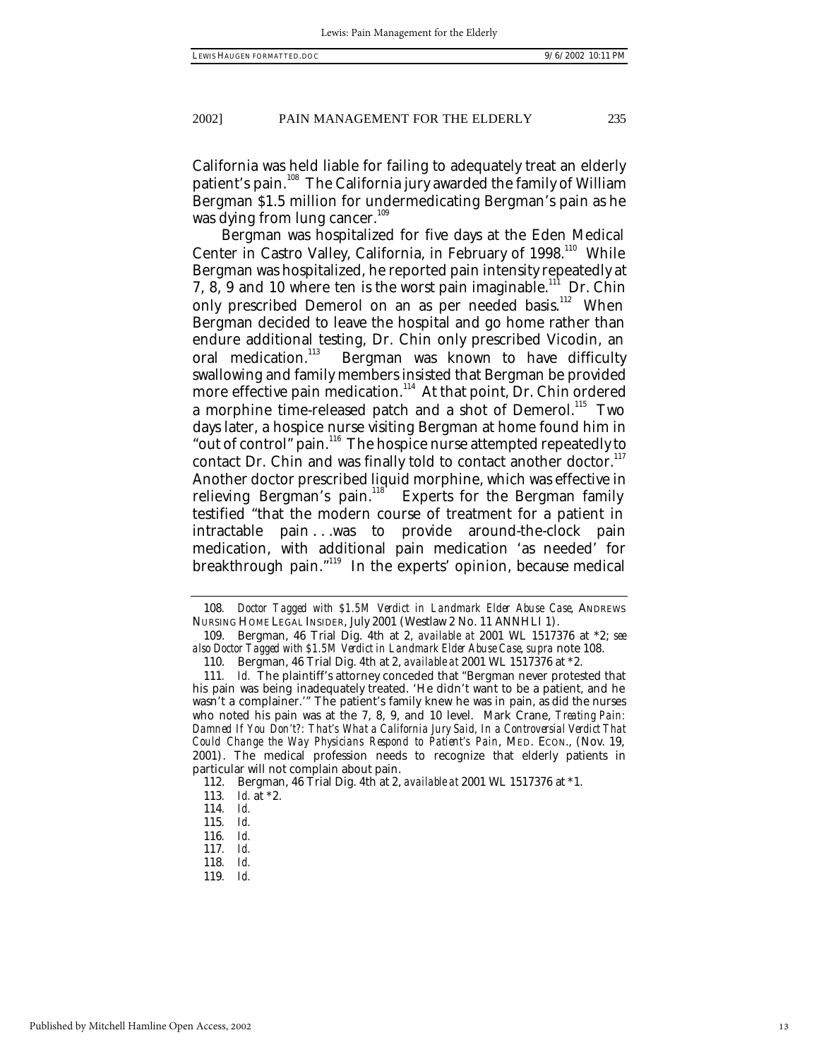California was held liable for failing to adequately treat an elderly patient's pain.[108] The California jury awarded the family of William Bergman $1.5 million for undermedicating Bergman's pain as he was dying from lung cancer.[109]

Bergman was hospitalized for five days at the Eden Medical Center in Castro Valley, California, in February of 1998.[110] While Bergman was hospitalized, he reported pain intensity repeatedly at 7, 8, 9 and 10 where ten is the worst pain imaginable.[111] Dr. Chin only prescribed Demerol on an as per needed basis.[112] When Bergman decided to leave the hospital and go home rather than endure additional testing, Dr. Chin only prescribed Vicodin, an oral medication.[113] Bergman was known to have difficulty swallowing and family members insisted that Bergman be provided more effective pain medication.[114] At that point, Dr. Chin ordered a morphine time-released patch and a shot of Demerol.[115] Two days later, a hospice nurse visiting Bergman at home found him in "out of control" pain.[116] The hospice nurse attempted repeatedly to contact Dr. Chin and was finally told to contact another doctor.[117] Another doctor prescribed liquid morphine, which was effective in relieving Bergman's pain.[118] Experts for the Bergman family testified "that the modern course of treatment for a patient in intractable pain . . . was to provide around-the-clock pain medication, with additional pain medication 'as needed' for breakthrough pain."[119] In the experts' opinion, because medical

---

108. *Doctor Tagged with $1.5M Verdict in Landmark Elder Abuse Case*, ANDREWS NURSING HOME LEGAL INSIDER, July 2001 (Westlaw 2 No. 11 ANNHLI 1).

109. Bergman, 46 Trial Dig. 4th at 2, *available at* 2001 WL 1517376 at *2; *see also Doctor Tagged with $1.5M Verdict in Landmark Elder Abuse Case*, *supra* note 108.

110. Bergman, 46 Trial Dig. 4th at 2, *available at* 2001 WL 1517376 at *2.

111. *Id.* The plaintiff's attorney conceded that "Bergman never protested that his pain was being inadequately treated. 'He didn't want to be a patient, and he wasn't a complainer.'" The patient's family knew he was in pain, as did the nurses who noted his pain was at the 7, 8, 9, and 10 level. Mark Crane, *Treating Pain: Damned If You Don't?: That's What a California Jury Said, In a Controversial Verdict That Could Change the Way Physicians Respond to Patient's Pain*, MED. ECON., (Nov. 19, 2001). The medical profession needs to recognize that elderly patients in particular will not complain about pain.

112. Bergman, 46 Trial Dig. 4th at 2, *available at* 2001 WL 1517376 at *1.

113. *Id.* at *2.

114. *Id.*

115. *Id.*

116. *Id.*

117. *Id.*

118. *Id.*

119. *Id.*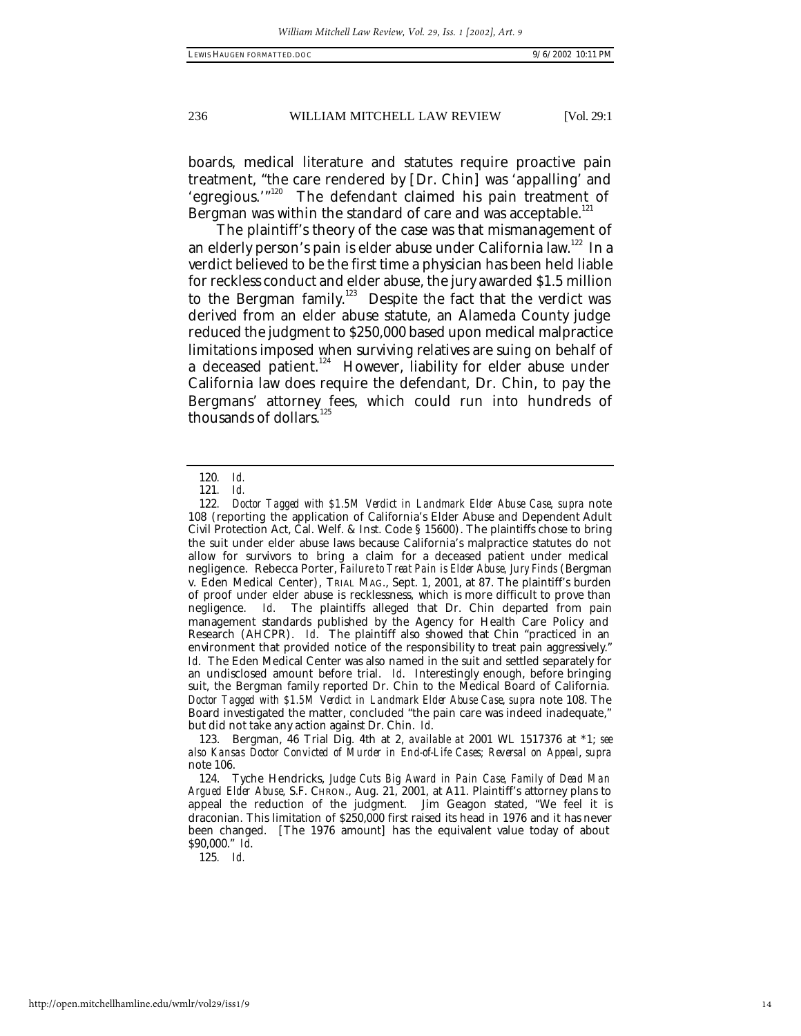boards, medical literature and statutes require proactive pain treatment, "the care rendered by [Dr. Chin] was 'appalling' and 'egregious.'"[120] The defendant claimed his pain treatment of Bergman was within the standard of care and was acceptable.[121]

The plaintiff's theory of the case was that mismanagement of an elderly person's pain is elder abuse under California law.[122] In a verdict believed to be the first time a physician has been held liable for reckless conduct and elder abuse, the jury awarded $1.5 million to the Bergman family.[123] Despite the fact that the verdict was derived from an elder abuse statute, an Alameda County judge reduced the judgment to $250,000 based upon medical malpractice limitations imposed when surviving relatives are suing on behalf of a deceased patient.[124] However, liability for elder abuse under California law does require the defendant, Dr. Chin, to pay the Bergmans' attorney fees, which could run into hundreds of thousands of dollars.[125]

---

120. *Id.*

121. *Id.*

122. *Doctor Tagged with $1.5M Verdict in Landmark Elder Abuse Case*, *supra* note 108 (reporting the application of California's Elder Abuse and Dependent Adult Civil Protection Act, Cal. Welf. & Inst. Code § 15600). The plaintiffs chose to bring the suit under elder abuse laws because California's malpractice statutes do not allow for survivors to bring a claim for a deceased patient under medical negligence. Rebecca Porter, *Failure to Treat Pain is Elder Abuse, Jury Finds* (Bergman v. Eden Medical Center), TRIAL MAG., Sept. 1, 2001, at 87. The plaintiff's burden of proof under elder abuse is recklessness, which is more difficult to prove than negligence. *Id.* The plaintiffs alleged that Dr. Chin departed from pain management standards published by the Agency for Health Care Policy and Research (AHCPR). *Id.* The plaintiff also showed that Chin "practiced in an environment that provided notice of the responsibility to treat pain aggressively." *Id.* The Eden Medical Center was also named in the suit and settled separately for an undisclosed amount before trial. *Id.* Interestingly enough, before bringing suit, the Bergman family reported Dr. Chin to the Medical Board of California. *Doctor Tagged with $1.5M Verdict in Landmark Elder Abuse Case*, *supra* note 108. The Board investigated the matter, concluded "the pain care was indeed inadequate," but did not take any action against Dr. Chin. *Id.*

123. Bergman, 46 Trial Dig. 4th at 2, *available at* 2001 WL 1517376 at *1; *see also Kansas Doctor Convicted of Murder in End-of-Life Cases; Reversal on Appeal*, *supra* note 106.

124. Tyche Hendricks, *Judge Cuts Big Award in Pain Case, Family of Dead Man Argued Elder Abuse*, S.F. CHRON., Aug. 21, 2001, at A11. Plaintiff's attorney plans to appeal the reduction of the judgment. Jim Geagon stated, "We feel it is draconian. This limitation of $250,000 first raised its head in 1976 and it has never been changed. [The 1976 amount] has the equivalent value today of about $90,000." *Id.*

125. *Id.*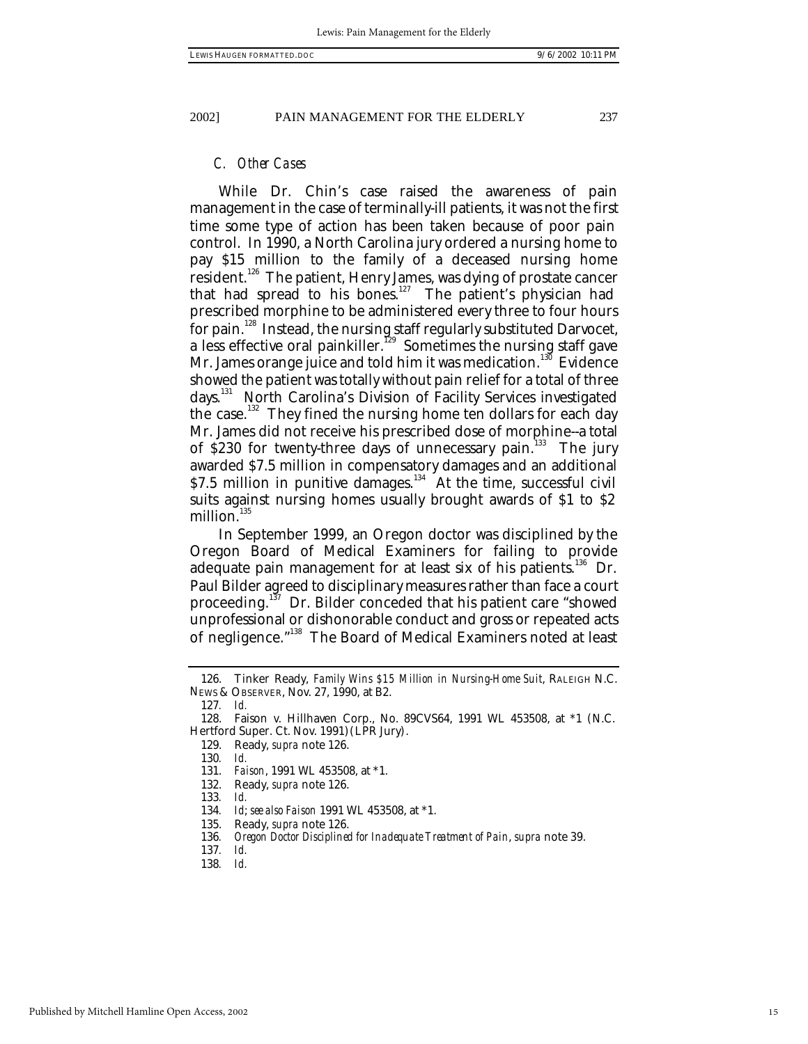### *C. Other Cases*

While Dr. Chin's case raised the awareness of pain management in the case of terminally-ill patients, it was not the first time some type of action has been taken because of poor pain control. In 1990, a North Carolina jury ordered a nursing home to pay $15 million to the family of a deceased nursing home resident.[126] The patient, Henry James, was dying of prostate cancer that had spread to his bones.[127] The patient's physician had prescribed morphine to be administered every three to four hours for pain.[128] Instead, the nursing staff regularly substituted Darvocet, a less effective oral painkiller.[129] Sometimes the nursing staff gave Mr. James orange juice and told him it was medication.[130] Evidence showed the patient was totally without pain relief for a total of three days.[131] North Carolina's Division of Facility Services investigated the case.[132] They fined the nursing home ten dollars for each day Mr. James did not receive his prescribed dose of morphine--a total of $230 for twenty-three days of unnecessary pain.[133] The jury awarded $7.5 million in compensatory damages and an additional $7.5 million in punitive damages.[134] At the time, successful civil suits against nursing homes usually brought awards of $1 to $2 million.[135]

In September 1999, an Oregon doctor was disciplined by the Oregon Board of Medical Examiners for failing to provide adequate pain management for at least six of his patients.[136] Dr. Paul Bilder agreed to disciplinary measures rather than face a court proceeding.[137] Dr. Bilder conceded that his patient care "showed unprofessional or dishonorable conduct and gross or repeated acts of negligence."[138] The Board of Medical Examiners noted at least

---

126. Tinker Ready, *Family Wins $15 Million in Nursing-Home Suit*, RALEIGH N.C. NEWS & OBSERVER, Nov. 27, 1990, at B2.

127. *Id.*

128. Faison v. Hillhaven Corp., No. 89CVS64, 1991 WL 453508, at *1 (N.C. Hertford Super. Ct. Nov. 1991) (LPR Jury).

129. Ready, *supra* note 126.

130. *Id.*

131. *Faison*, 1991 WL 453508, at *1.

132. Ready, *supra* note 126.

133. *Id.*

134. *Id*; *see also Faison* 1991 WL 453508, at *1.

135. Ready, *supra* note 126.

136. *Oregon Doctor Disciplined for Inadequate Treatment of Pain*, *supra* note 39.

137. *Id.*

138. *Id.*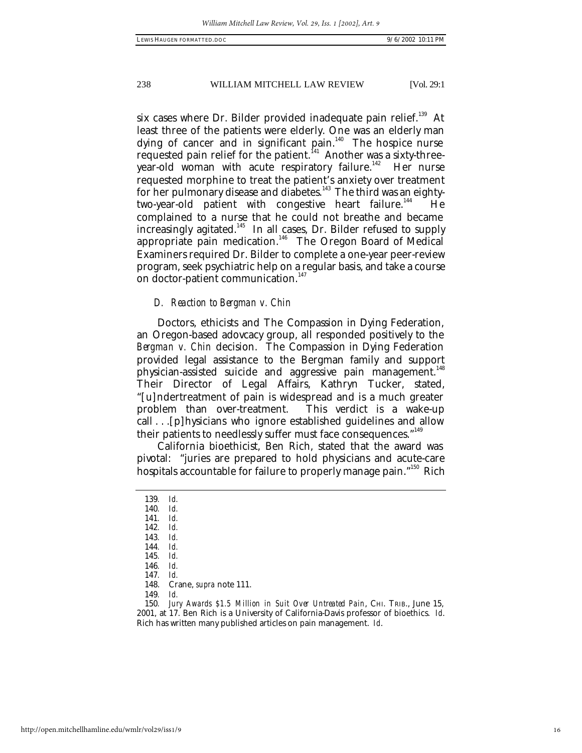six cases where Dr. Bilder provided inadequate pain relief.[139] At least three of the patients were elderly. One was an elderly man dying of cancer and in significant pain.[140] The hospice nurse requested pain relief for the patient.[141] Another was a sixty-three-year-old woman with acute respiratory failure.[142] Her nurse requested morphine to treat the patient's anxiety over treatment for her pulmonary disease and diabetes.[143] The third was an eighty-two-year-old patient with congestive heart failure.[144] He complained to a nurse that he could not breathe and became increasingly agitated.[145] In all cases, Dr. Bilder refused to supply appropriate pain medication.[146] The Oregon Board of Medical Examiners required Dr. Bilder to complete a one-year peer-review program, seek psychiatric help on a regular basis, and take a course on doctor-patient communication.[147]

### *D. Reaction to Bergman v. Chin*

Doctors, ethicists and The Compassion in Dying Federation, an Oregon-based adovcacy group, all responded positively to the *Bergman v. Chin* decision. The Compassion in Dying Federation provided legal assistance to the Bergman family and support physician-assisted suicide and aggressive pain management.[148] Their Director of Legal Affairs, Kathryn Tucker, stated, "[u]ndertreatment of pain is widespread and is a much greater problem than over-treatment. This verdict is a wake-up call . . .[p]hysicians who ignore established guidelines and allow their patients to needlessly suffer must face consequences."[149]

California bioethicist, Ben Rich, stated that the award was pivotal: "juries are prepared to hold physicians and acute-care hospitals accountable for failure to properly manage pain."[150] Rich

---

139. *Id.*
140. *Id.*
141. *Id.*
142. *Id.*
143. *Id.*
144. *Id.*
145. *Id.*
146. *Id.*
147. *Id.*
148. Crane, *supra* note 111.
149. *Id.*
150. *Jury Awards $1.5 Million in Suit Over Untreated Pain*, CHI. TRIB., June 15, 2001, at 17. Ben Rich is a University of California-Davis professor of bioethics. *Id.* Rich has written many published articles on pain management. *Id.*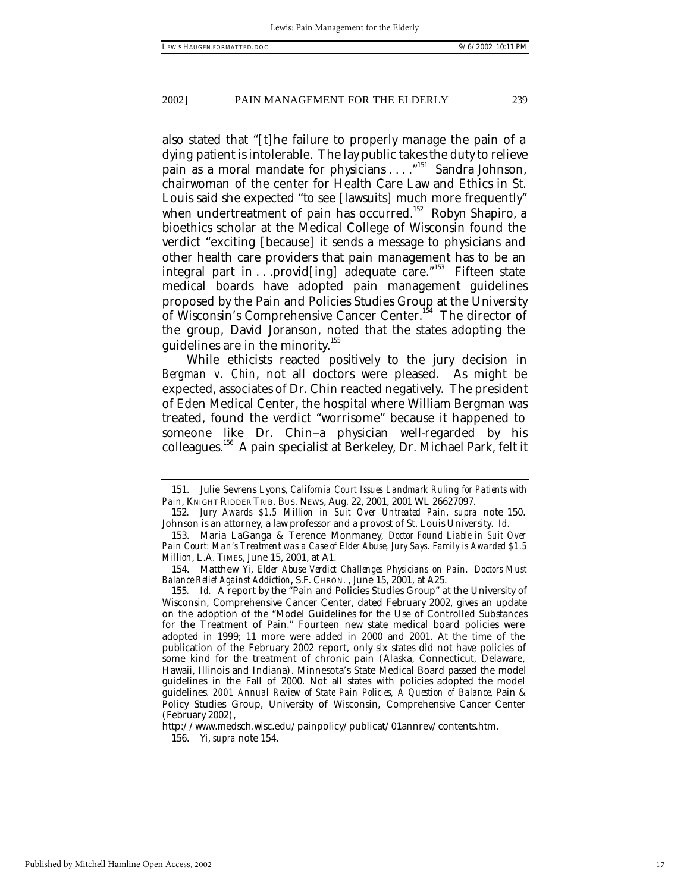also stated that "[t]he failure to properly manage the pain of a dying patient is intolerable. The lay public takes the duty to relieve pain as a moral mandate for physicians . . . ."[151] Sandra Johnson, chairwoman of the center for Health Care Law and Ethics in St. Louis said she expected "to see [lawsuits] much more frequently" when undertreatment of pain has occurred.[152] Robyn Shapiro, a bioethics scholar at the Medical College of Wisconsin found the verdict "exciting [because] it sends a message to physicians and other health care providers that pain management has to be an integral part in . . .provid[ing] adequate care."[153] Fifteen state medical boards have adopted pain management guidelines proposed by the Pain and Policies Studies Group at the University of Wisconsin's Comprehensive Cancer Center.[154] The director of the group, David Joranson, noted that the states adopting the guidelines are in the minority.[155]

While ethicists reacted positively to the jury decision in *Bergman v. Chin*, not all doctors were pleased. As might be expected, associates of Dr. Chin reacted negatively. The president of Eden Medical Center, the hospital where William Bergman was treated, found the verdict "worrisome" because it happened to someone like Dr. Chin--a physician well-regarded by his colleagues.[156] A pain specialist at Berkeley, Dr. Michael Park, felt it

---

151. Julie Sevrens Lyons, *California Court Issues Landmark Ruling for Patients with Pain*, KNIGHT RIDDER TRIB. BUS. NEWS, Aug. 22, 2001, 2001 WL 26627097.

152. *Jury Awards $1.5 Million in Suit Over Untreated Pain*, *supra* note 150. Johnson is an attorney, a law professor and a provost of St. Louis University. *Id.*

153. Maria LaGanga & Terence Monmaney, *Doctor Found Liable in Suit Over Pain Court: Man's Treatment was a Case of Elder Abuse, Jury Says. Family is Awarded $1.5 Million*, L.A. TIMES, June 15, 2001, at A1.

154. Matthew Yi, *Elder Abuse Verdict Challenges Physicians on Pain. Doctors Must Balance Relief Against Addiction*, S.F. CHRON. , June 15, 2001, at A25.

155. *Id.* A report by the "Pain and Policies Studies Group" at the University of Wisconsin, Comprehensive Cancer Center, dated February 2002, gives an update on the adoption of the "Model Guidelines for the Use of Controlled Substances for the Treatment of Pain." Fourteen new state medical board policies were adopted in 1999; 11 more were added in 2000 and 2001. At the time of the publication of the February 2002 report, only six states did not have policies of some kind for the treatment of chronic pain (Alaska, Connecticut, Delaware, Hawaii, Illinois and Indiana). Minnesota's State Medical Board passed the model guidelines in the Fall of 2000. Not all states with policies adopted the model guidelines. *2001 Annual Review of State Pain Policies, A Question of Balance*, Pain & Policy Studies Group, University of Wisconsin, Comprehensive Cancer Center (February 2002), http://www.medsch.wisc.edu/painpolicy/publicat/01annrev/contents.htm.

156. Yi, *supra* note 154.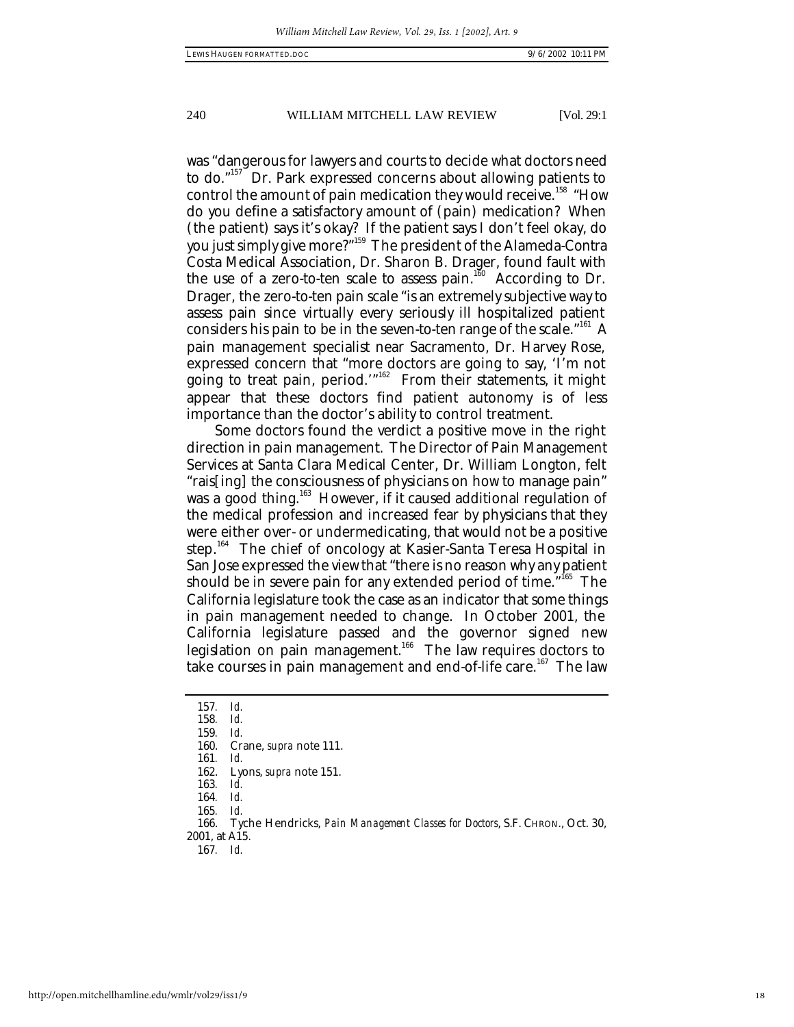was "dangerous for lawyers and courts to decide what doctors need to do."[157] Dr. Park expressed concerns about allowing patients to control the amount of pain medication they would receive.[158] "How do you define a satisfactory amount of (pain) medication? When (the patient) says it's okay? If the patient says I don't feel okay, do you just simply give more?"[159] The president of the Alameda-Contra Costa Medical Association, Dr. Sharon B. Drager, found fault with the use of a zero-to-ten scale to assess pain.[160] According to Dr. Drager, the zero-to-ten pain scale "is an extremely subjective way to assess pain since virtually every seriously ill hospitalized patient considers his pain to be in the seven-to-ten range of the scale."[161] A pain management specialist near Sacramento, Dr. Harvey Rose, expressed concern that "more doctors are going to say, 'I'm not going to treat pain, period.'"[162] From their statements, it might appear that these doctors find patient autonomy is of less importance than the doctor's ability to control treatment.

Some doctors found the verdict a positive move in the right direction in pain management. The Director of Pain Management Services at Santa Clara Medical Center, Dr. William Longton, felt "rais[ing] the consciousness of physicians on how to manage pain" was a good thing.[163] However, if it caused additional regulation of the medical profession and increased fear by physicians that they were either over- or undermedicating, that would not be a positive step.[164] The chief of oncology at Kasier-Santa Teresa Hospital in San Jose expressed the view that "there is no reason why any patient should be in severe pain for any extended period of time."[165] The California legislature took the case as an indicator that some things in pain management needed to change. In October 2001, the California legislature passed and the governor signed new legislation on pain management.[166] The law requires doctors to take courses in pain management and end-of-life care.[167] The law

---

157. *Id.*
158. *Id.*
159. *Id.*
160. Crane, *supra* note 111.
161. *Id.*
162. Lyons, *supra* note 151.
163. *Id.*
164. *Id.*
165. *Id.*
166. Tyche Hendricks, *Pain Management Classes for Doctors*, S.F. CHRON., Oct. 30, 2001, at A15.
167. *Id.*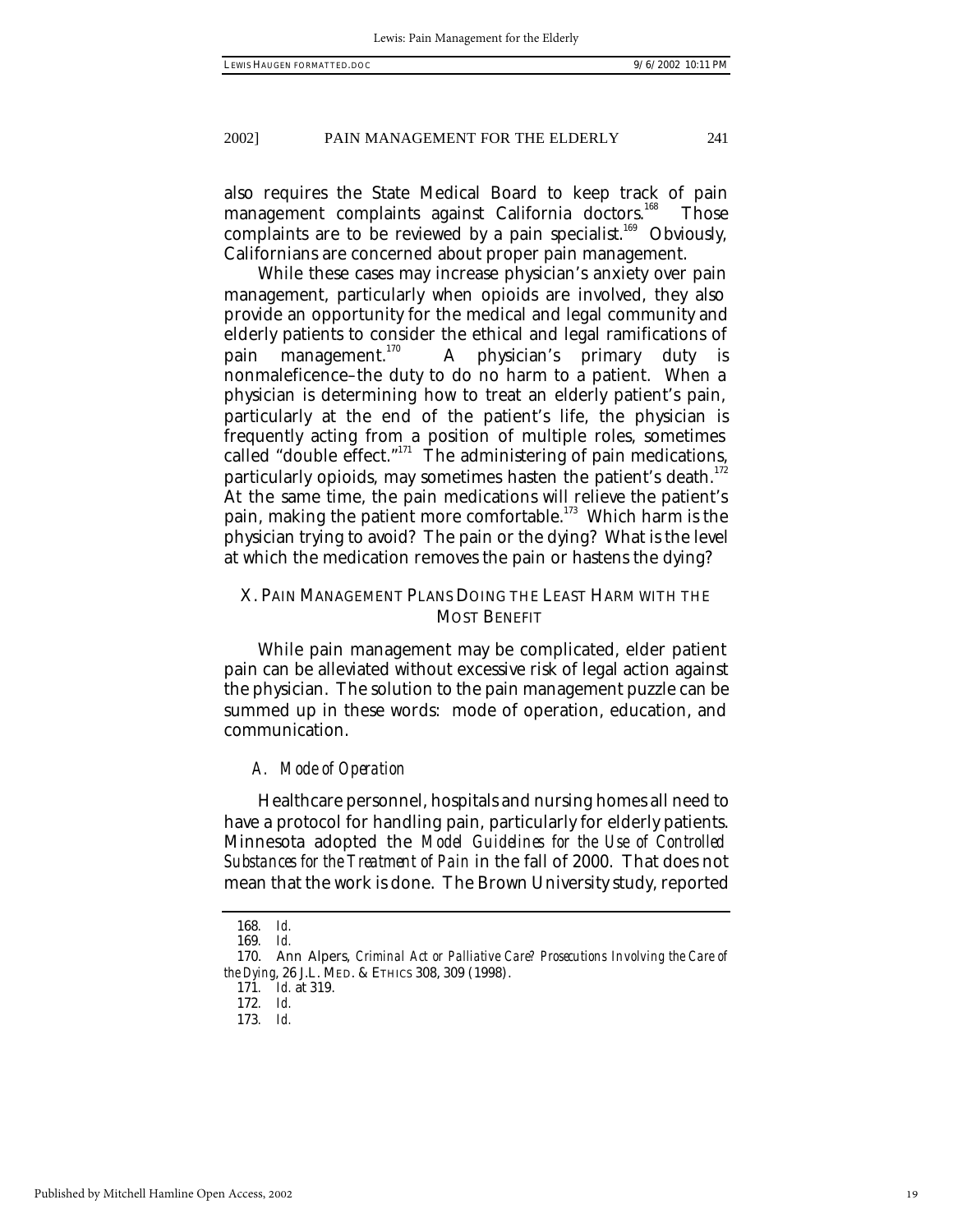also requires the State Medical Board to keep track of pain management complaints against California doctors.[168] Those complaints are to be reviewed by a pain specialist.[169] Obviously, Californians are concerned about proper pain management.

While these cases may increase physician's anxiety over pain management, particularly when opioids are involved, they also provide an opportunity for the medical and legal community and elderly patients to consider the ethical and legal ramifications of pain management.[170] A physician's primary duty is nonmaleficence–the duty to do no harm to a patient. When a physician is determining how to treat an elderly patient's pain, particularly at the end of the patient's life, the physician is frequently acting from a position of multiple roles, sometimes called "double effect."[171] The administering of pain medications, particularly opioids, may sometimes hasten the patient's death.[172] At the same time, the pain medications will relieve the patient's pain, making the patient more comfortable.[173] Which harm is the physician trying to avoid? The pain or the dying? What is the level at which the medication removes the pain or hastens the dying?

## X. PAIN MANAGEMENT PLANS DOING THE LEAST HARM WITH THE MOST BENEFIT

While pain management may be complicated, elder patient pain can be alleviated without excessive risk of legal action against the physician. The solution to the pain management puzzle can be summed up in these words: mode of operation, education, and communication.

### *A. Mode of Operation*

Healthcare personnel, hospitals and nursing homes all need to have a protocol for handling pain, particularly for elderly patients. Minnesota adopted the *Model Guidelines for the Use of Controlled Substances for the Treatment of Pain* in the fall of 2000. That does not mean that the work is done. The Brown University study, reported

---

168. *Id.*

169. *Id.*

170. Ann Alpers, *Criminal Act or Palliative Care? Prosecutions Involving the Care of the Dying*, 26 J.L. MED. & ETHICS 308, 309 (1998).

171. *Id.* at 319.

172. *Id.*

173. *Id.*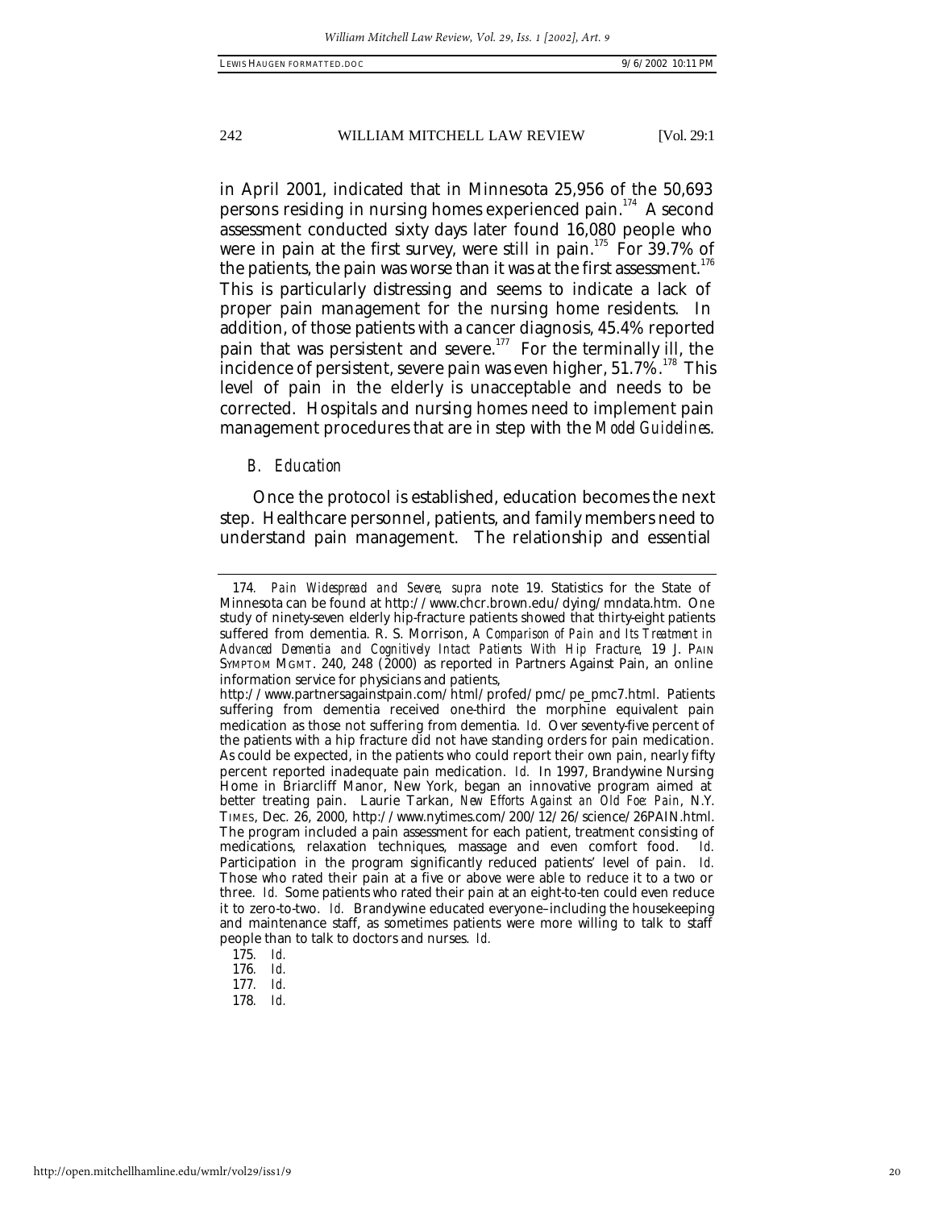in April 2001, indicated that in Minnesota 25,956 of the 50,693 persons residing in nursing homes experienced pain.[174] A second assessment conducted sixty days later found 16,080 people who were in pain at the first survey, were still in pain.[175] For 39.7% of the patients, the pain was worse than it was at the first assessment.[176] This is particularly distressing and seems to indicate a lack of proper pain management for the nursing home residents. In addition, of those patients with a cancer diagnosis, 45.4% reported pain that was persistent and severe.[177] For the terminally ill, the incidence of persistent, severe pain was even higher, 51.7%.[178] This level of pain in the elderly is unacceptable and needs to be corrected. Hospitals and nursing homes need to implement pain management procedures that are in step with the *Model Guidelines*.

### *B. Education*

Once the protocol is established, education becomes the next step. Healthcare personnel, patients, and family members need to understand pain management. The relationship and essential

---

174. *Pain Widespread and Severe*, *supra* note 19. Statistics for the State of Minnesota can be found at http://www.chcr.brown.edu/dying/mndata.htm. One study of ninety-seven elderly hip-fracture patients showed that thirty-eight patients suffered from dementia. R. S. Morrison, *A Comparison of Pain and Its Treatment in Advanced Dementia and Cognitively Intact Patients With Hip Fracture*, 19 J. PAIN SYMPTOM MGMT. 240, 248 (2000) as reported in Partners Against Pain, an online information service for physicians and patients, http://www.partnersagainstpain.com/html/profed/pmc/pe_pmc7.html. Patients suffering from dementia received one-third the morphine equivalent pain medication as those not suffering from dementia. *Id.* Over seventy-five percent of the patients with a hip fracture did not have standing orders for pain medication. As could be expected, in the patients who could report their own pain, nearly fifty percent reported inadequate pain medication. *Id.* In 1997, Brandywine Nursing Home in Briarcliff Manor, New York, began an innovative program aimed at better treating pain. Laurie Tarkan, *New Efforts Against an Old Foe: Pain*, N.Y. TIMES, Dec. 26, 2000, http://www.nytimes.com/200/12/26/science/26PAIN.html. The program included a pain assessment for each patient, treatment consisting of medications, relaxation techniques, massage and even comfort food. *Id.* Participation in the program significantly reduced patients' level of pain. *Id.* Those who rated their pain at a five or above were able to reduce it to a two or three. *Id.* Some patients who rated their pain at an eight-to-ten could even reduce it to zero-to-two. *Id.* Brandywine educated everyone–including the housekeeping and maintenance staff, as sometimes patients were more willing to talk to staff people than to talk to doctors and nurses. *Id.*

175. *Id.*

176. *Id.*

177. *Id.*

178. *Id.*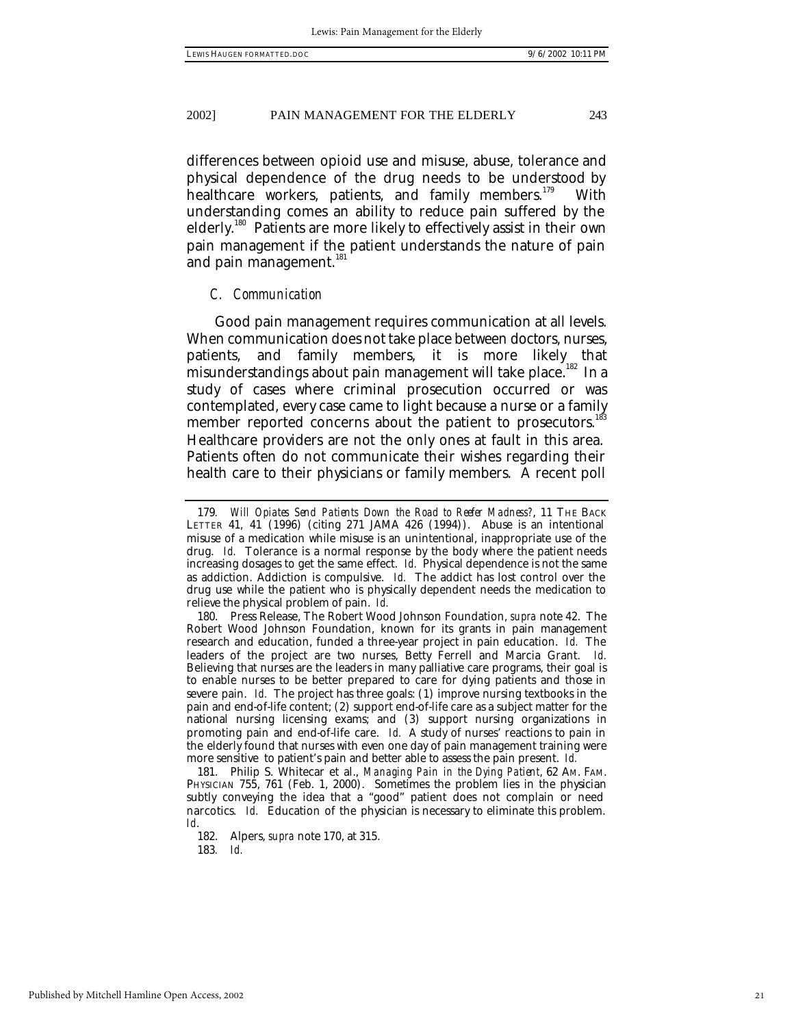differences between opioid use and misuse, abuse, tolerance and physical dependence of the drug needs to be understood by healthcare workers, patients, and family members.[179] With understanding comes an ability to reduce pain suffered by the elderly.[180] Patients are more likely to effectively assist in their own pain management if the patient understands the nature of pain and pain management.[181]

### *C. Communication*

Good pain management requires communication at all levels. When communication does not take place between doctors, nurses, patients, and family members, it is more likely that misunderstandings about pain management will take place.[182] In a study of cases where criminal prosecution occurred or was contemplated, every case came to light because a nurse or a family member reported concerns about the patient to prosecutors.[183] Healthcare providers are not the only ones at fault in this area. Patients often do not communicate their wishes regarding their health care to their physicians or family members. A recent poll

---

179. *Will Opiates Send Patients Down the Road to Reefer Madness?*, 11 THE BACK LETTER 41, 41 (1996) (citing 271 JAMA 426 (1994)). Abuse is an intentional misuse of a medication while misuse is an unintentional, inappropriate use of the drug. *Id.* Tolerance is a normal response by the body where the patient needs increasing dosages to get the same effect. *Id.* Physical dependence is not the same as addiction. Addiction is compulsive. *Id.* The addict has lost control over the drug use while the patient who is physically dependent needs the medication to relieve the physical problem of pain. *Id.*

180. Press Release, The Robert Wood Johnson Foundation, *supra* note 42. The Robert Wood Johnson Foundation, known for its grants in pain management research and education, funded a three-year project in pain education. *Id.* The leaders of the project are two nurses, Betty Ferrell and Marcia Grant. *Id.* Believing that nurses are the leaders in many palliative care programs, their goal is to enable nurses to be better prepared to care for dying patients and those in severe pain. *Id.* The project has three goals: (1) improve nursing textbooks in the pain and end-of-life content; (2) support end-of-life care as a subject matter for the national nursing licensing exams; and (3) support nursing organizations in promoting pain and end-of-life care. *Id.* A study of nurses' reactions to pain in the elderly found that nurses with even one day of pain management training were more sensitive to patient's pain and better able to assess the pain present. *Id.*

181. Philip S. Whitecar et al., *Managing Pain in the Dying Patient*, 62 AM. FAM. PHYSICIAN 755, 761 (Feb. 1, 2000). Sometimes the problem lies in the physician subtly conveying the idea that a "good" patient does not complain or need narcotics. *Id.* Education of the physician is necessary to eliminate this problem. *Id.*

182. Alpers, *supra* note 170, at 315.

183. *Id.*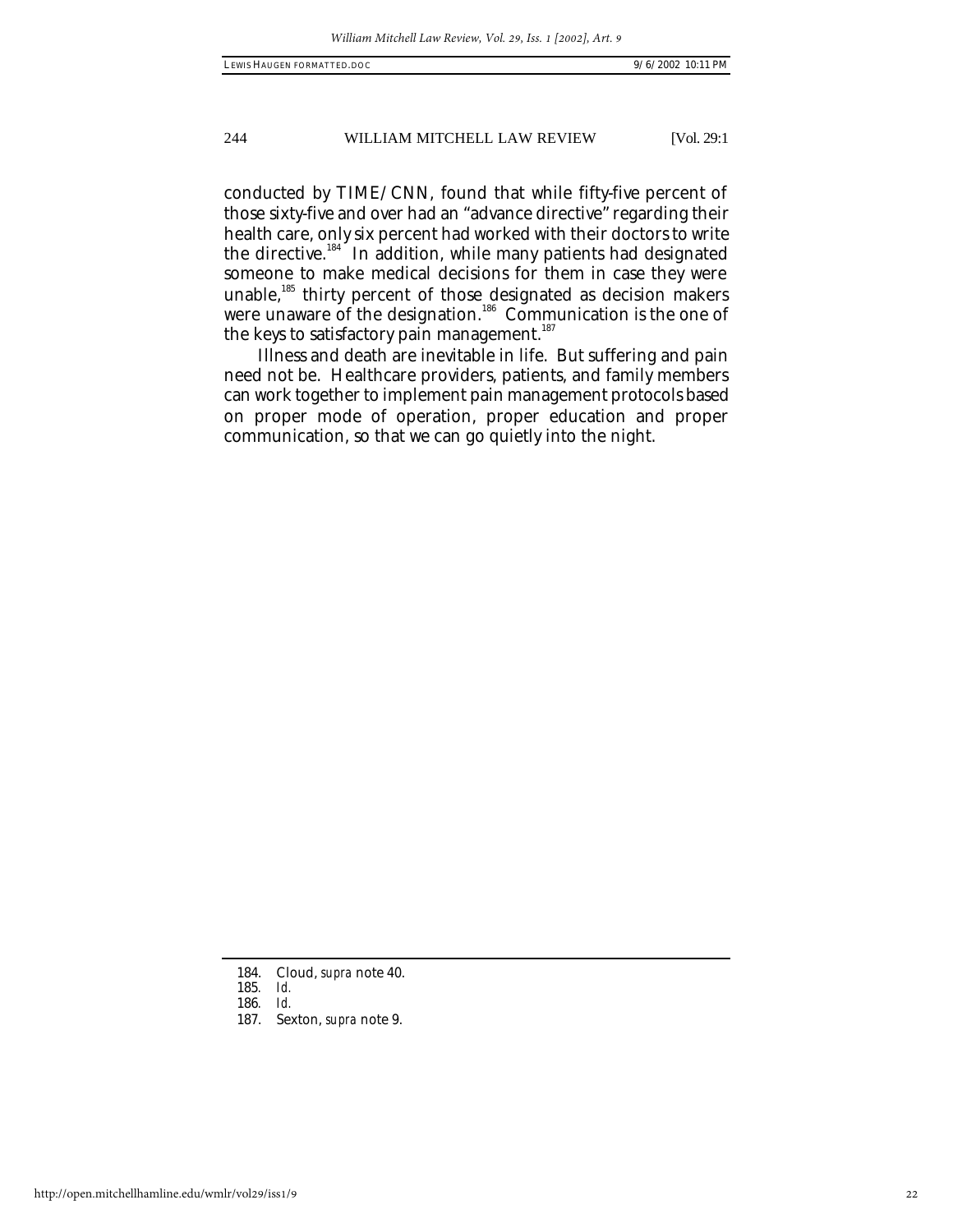conducted by TIME/CNN, found that while fifty-five percent of those sixty-five and over had an "advance directive" regarding their health care, only six percent had worked with their doctors to write the directive.[184] In addition, while many patients had designated someone to make medical decisions for them in case they were unable,[185] thirty percent of those designated as decision makers were unaware of the designation.[186] Communication is the one of the keys to satisfactory pain management.[187]

Illness and death are inevitable in life. But suffering and pain need not be. Healthcare providers, patients, and family members can work together to implement pain management protocols based on proper mode of operation, proper education and proper communication, so that we can go quietly into the night.

---

184. Cloud, *supra* note 40.
185. *Id.*
186. *Id.*
187. Sexton, *supra* note 9.